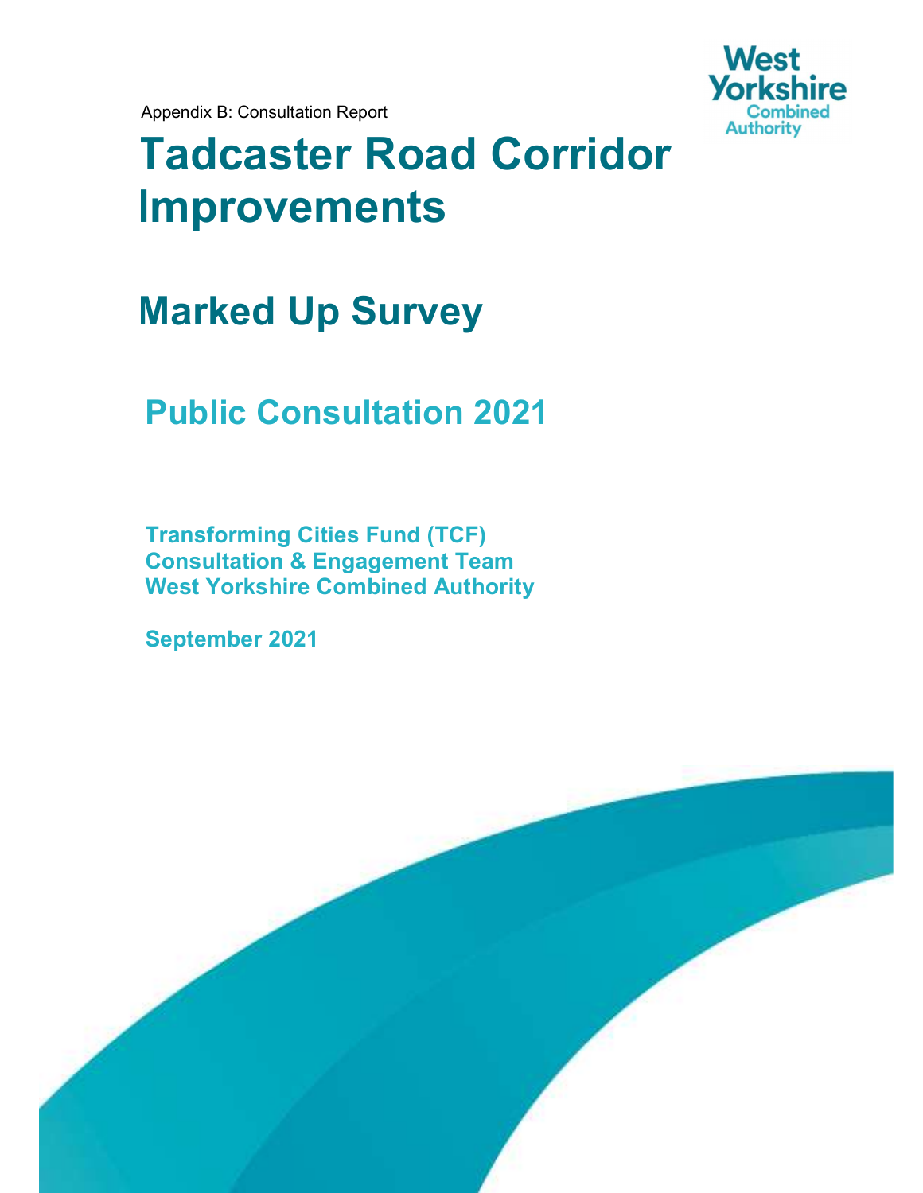Appendix B: Consultation Report

West Yorkshire Combined Authority

# Tadcaster Road Corridor Improvements

## Marked Up Survey

### Public Consultation 2021

**Transforming Cities Fund (TCF)**
**Consultation & Engagement Team**
**West Yorkshire Combined Authority**

**September 2021**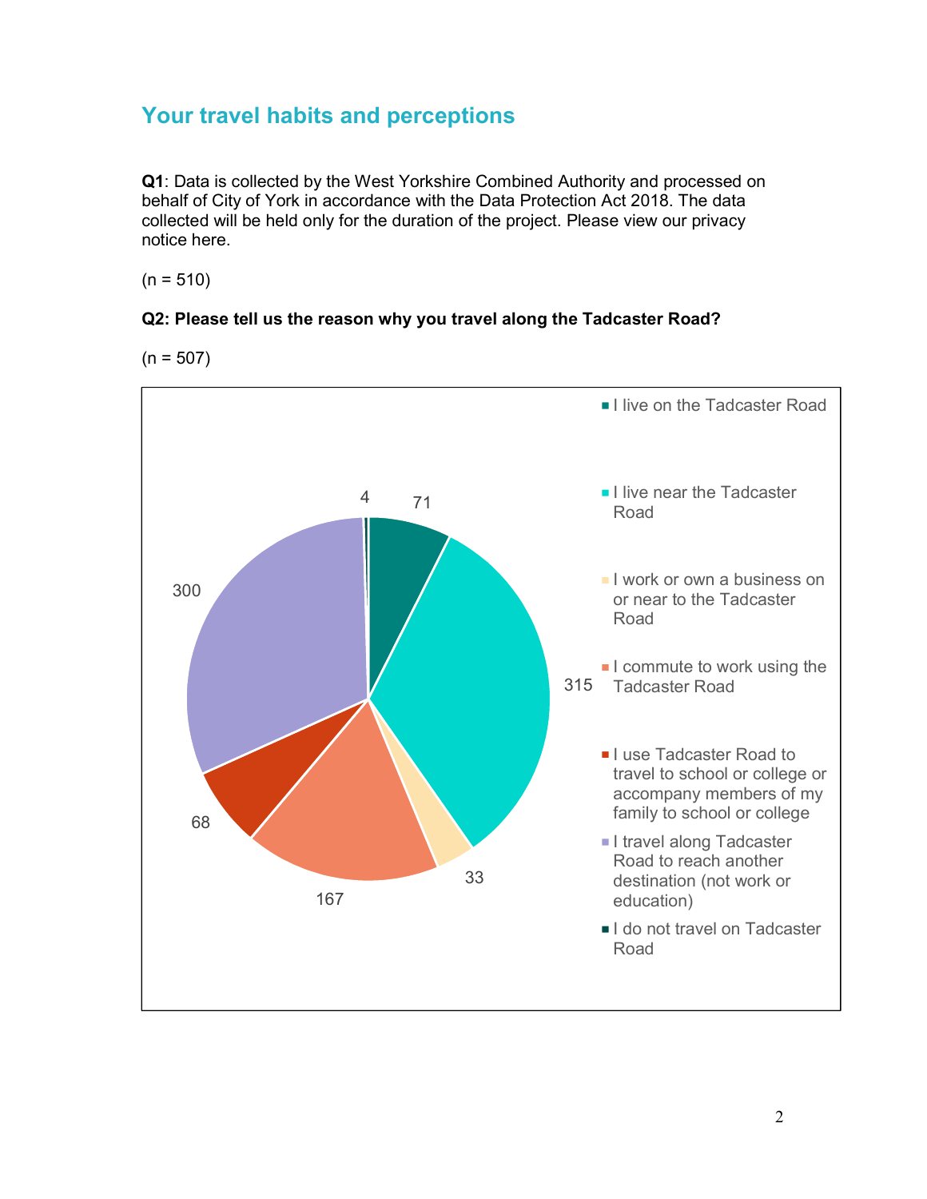## Your travel habits and perceptions

**Q1**: Data is collected by the West Yorkshire Combined Authority and processed on behalf of City of York in accordance with the Data Protection Act 2018. The data collected will be held only for the duration of the project. Please view our privacy notice here.

(n = 510)

**Q2: Please tell us the reason why you travel along the Tadcaster Road?**

(n = 507)

| Response | Count |
|---|---|
| I live on the Tadcaster Road | 71 |
| I live near the Tadcaster Road | 315 |
| I work or own a business on or near to the Tadcaster Road | 33 |
| I commute to work using the Tadcaster Road | 167 |
| I use Tadcaster Road to travel to school or college or accompany members of my family to school or college | 68 |
| I travel along Tadcaster Road to reach another destination (not work or education) | 300 |
| I do not travel on Tadcaster Road | 4 |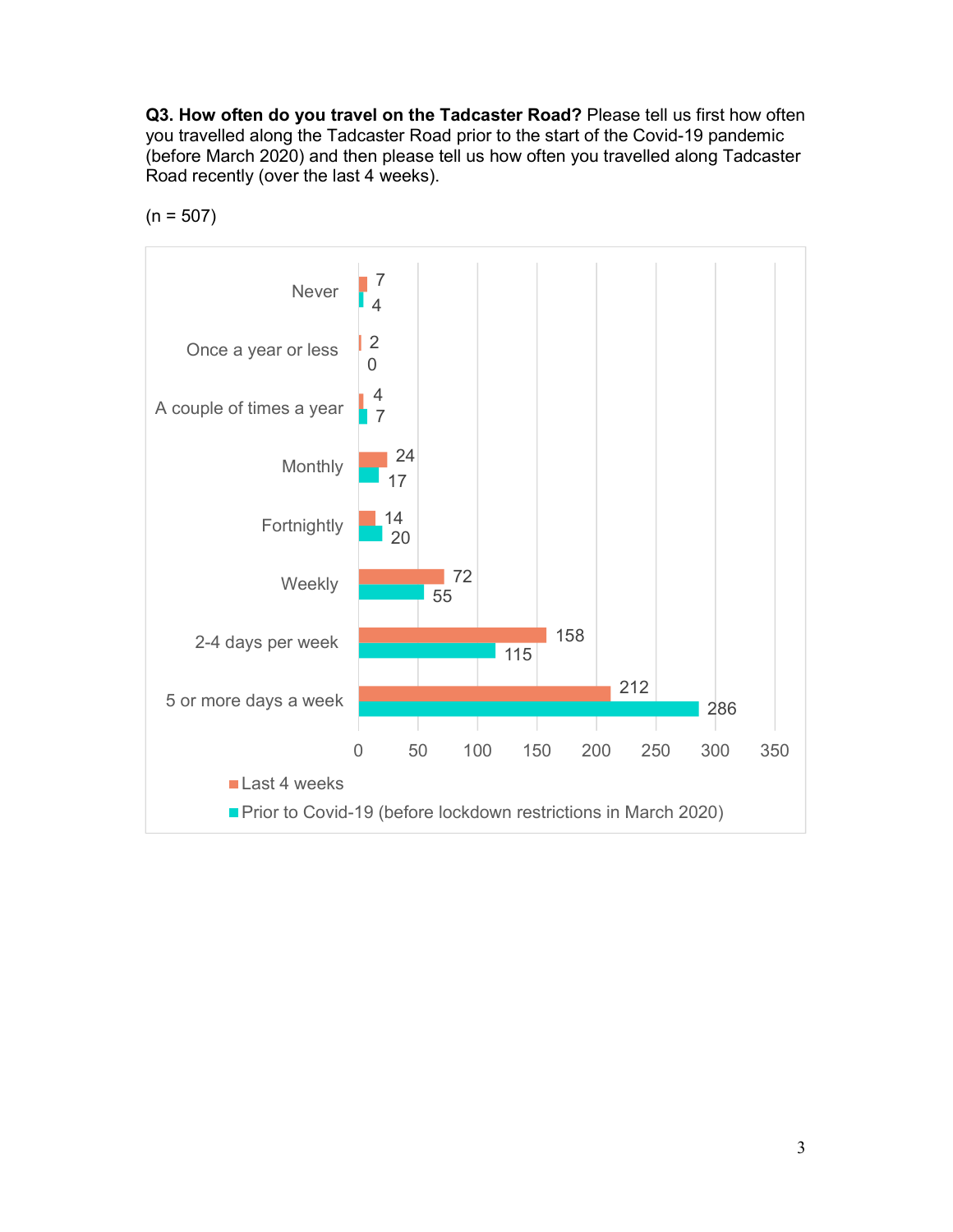**Q3. How often do you travel on the Tadcaster Road?** Please tell us first how often you travelled along the Tadcaster Road prior to the start of the Covid-19 pandemic (before March 2020) and then please tell us how often you travelled along Tadcaster Road recently (over the last 4 weeks).

(n = 507)

| | Last 4 weeks | Prior to Covid-19 (before lockdown restrictions in March 2020) |
|---|---|---|
| Never | 7 | 4 |
| Once a year or less | 2 | 0 |
| A couple of times a year | 4 | 7 |
| Monthly | 24 | 17 |
| Fortnightly | 14 | 20 |
| Weekly | 72 | 55 |
| 2-4 days per week | 158 | 115 |
| 5 or more days a week | 212 | 286 |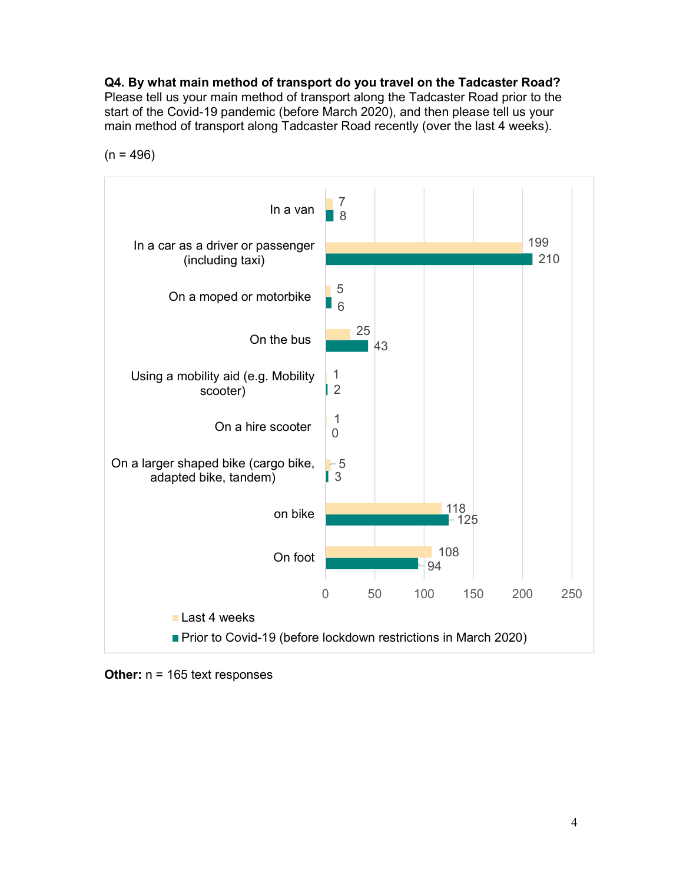**Q4. By what main method of transport do you travel on the Tadcaster Road?**
Please tell us your main method of transport along the Tadcaster Road prior to the start of the Covid-19 pandemic (before March 2020), and then please tell us your main method of transport along Tadcaster Road recently (over the last 4 weeks).

(n = 496)

| Method of transport | Last 4 weeks | Prior to Covid-19 (before lockdown restrictions in March 2020) |
| --- | --- | --- |
| In a van | 7 | 8 |
| In a car as a driver or passenger (including taxi) | 199 | 210 |
| On a moped or motorbike | 5 | 6 |
| On the bus | 25 | 43 |
| Using a mobility aid (e.g. Mobility scooter) | 1 | 2 |
| On a hire scooter | 1 | 0 |
| On a larger shaped bike (cargo bike, adapted bike, tandem) | 5 | 3 |
| on bike | 118 | 125 |
| On foot | 108 | 94 |

**Other:** n = 165 text responses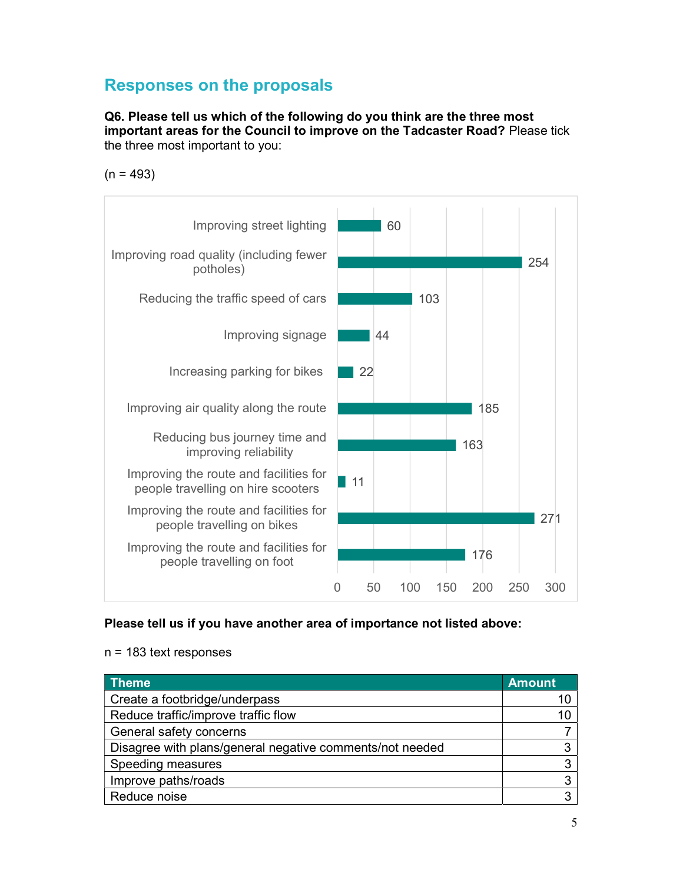## Responses on the proposals

**Q6. Please tell us which of the following do you think are the three most important areas for the Council to improve on the Tadcaster Road?** Please tick the three most important to you:

(n = 493)

| Area | Responses |
|---|---|
| Improving street lighting | 60 |
| Improving road quality (including fewer potholes) | 254 |
| Reducing the traffic speed of cars | 103 |
| Improving signage | 44 |
| Increasing parking for bikes | 22 |
| Improving air quality along the route | 185 |
| Reducing bus journey time and improving reliability | 163 |
| Improving the route and facilities for people travelling on hire scooters | 11 |
| Improving the route and facilities for people travelling on bikes | 271 |
| Improving the route and facilities for people travelling on foot | 176 |

**Please tell us if you have another area of importance not listed above:**

n = 183 text responses

| Theme | Amount |
|---|---|
| Create a footbridge/underpass | 10 |
| Reduce traffic/improve traffic flow | 10 |
| General safety concerns | 7 |
| Disagree with plans/general negative comments/not needed | 3 |
| Speeding measures | 3 |
| Improve paths/roads | 3 |
| Reduce noise | 3 |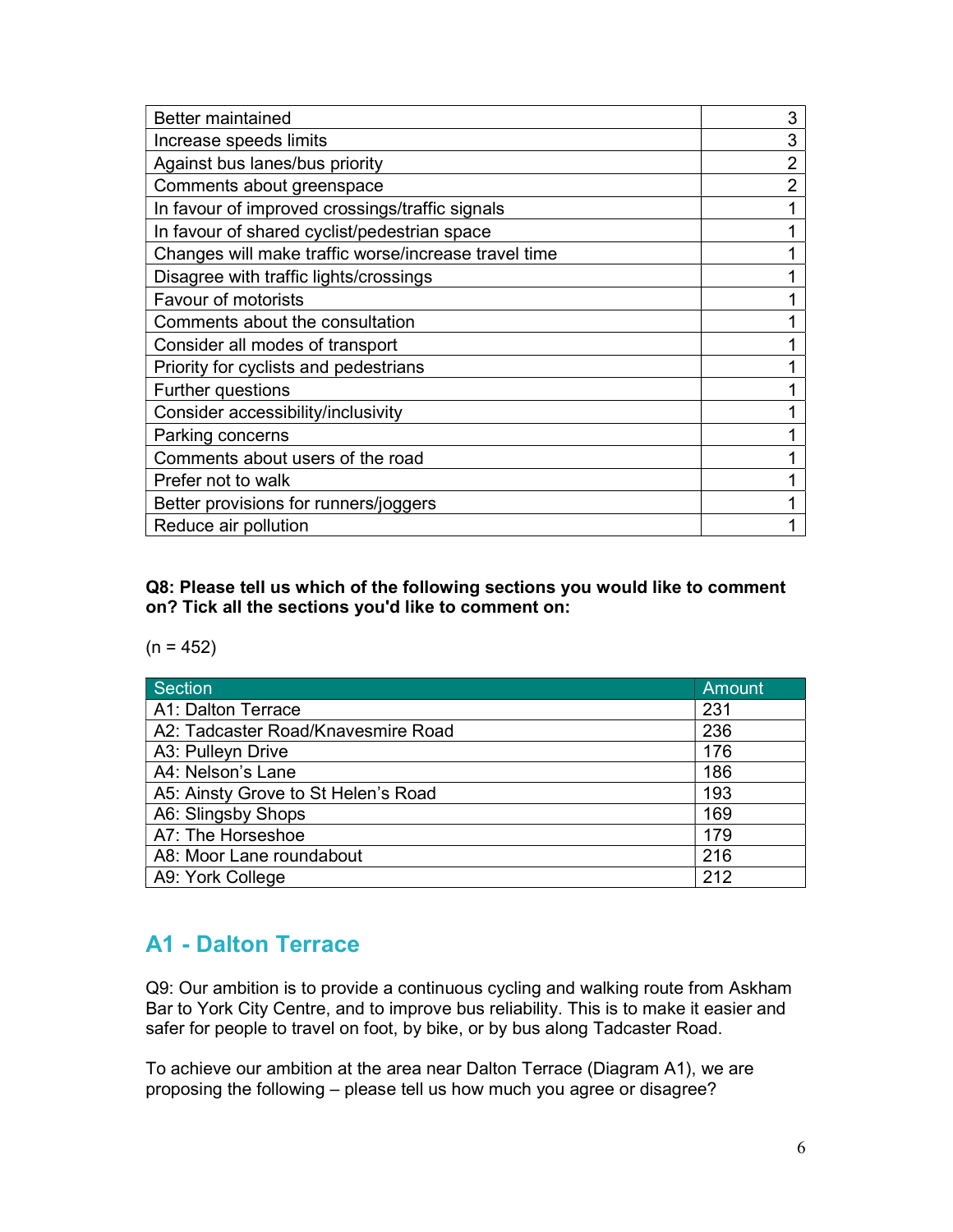| | |
|---|---|
| Better maintained | 3 |
| Increase speeds limits | 3 |
| Against bus lanes/bus priority | 2 |
| Comments about greenspace | 2 |
| In favour of improved crossings/traffic signals | 1 |
| In favour of shared cyclist/pedestrian space | 1 |
| Changes will make traffic worse/increase travel time | 1 |
| Disagree with traffic lights/crossings | 1 |
| Favour of motorists | 1 |
| Comments about the consultation | 1 |
| Consider all modes of transport | 1 |
| Priority for cyclists and pedestrians | 1 |
| Further questions | 1 |
| Consider accessibility/inclusivity | 1 |
| Parking concerns | 1 |
| Comments about users of the road | 1 |
| Prefer not to walk | 1 |
| Better provisions for runners/joggers | 1 |
| Reduce air pollution | 1 |

**Q8: Please tell us which of the following sections you would like to comment on? Tick all the sections you'd like to comment on:**

(n = 452)

| Section | Amount |
|---|---|
| A1: Dalton Terrace | 231 |
| A2: Tadcaster Road/Knavesmire Road | 236 |
| A3: Pulleyn Drive | 176 |
| A4: Nelson's Lane | 186 |
| A5: Ainsty Grove to St Helen's Road | 193 |
| A6: Slingsby Shops | 169 |
| A7: The Horseshoe | 179 |
| A8: Moor Lane roundabout | 216 |
| A9: York College | 212 |

## A1 - Dalton Terrace

Q9: Our ambition is to provide a continuous cycling and walking route from Askham Bar to York City Centre, and to improve bus reliability. This is to make it easier and safer for people to travel on foot, by bike, or by bus along Tadcaster Road.

To achieve our ambition at the area near Dalton Terrace (Diagram A1), we are proposing the following – please tell us how much you agree or disagree?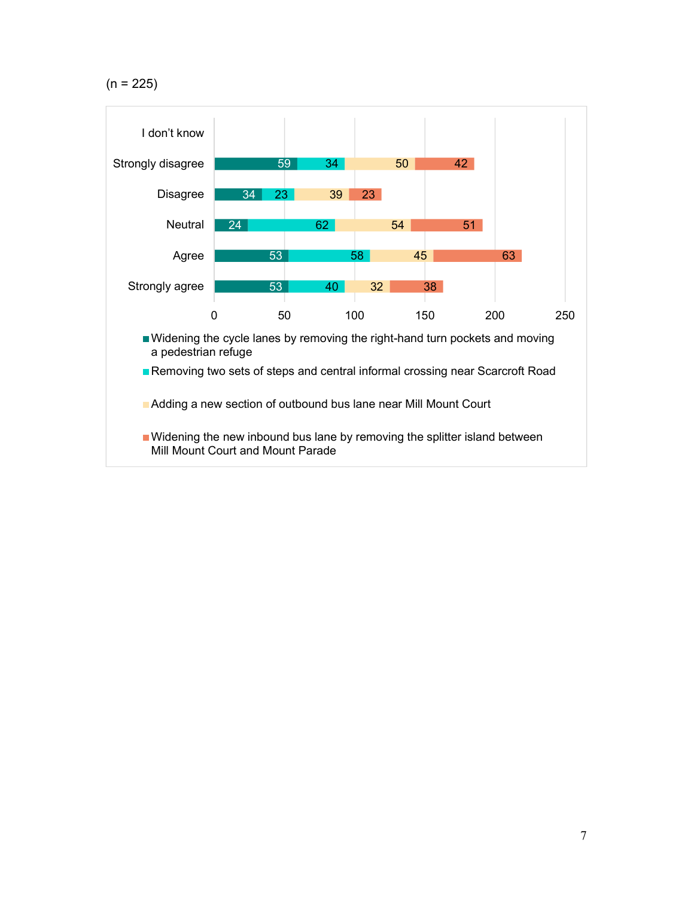(n = 225)

| | Widening the cycle lanes by removing the right-hand turn pockets and moving a pedestrian refuge | Removing two sets of steps and central informal crossing near Scarcroft Road | Adding a new section of outbound bus lane near Mill Mount Court | Widening the new inbound bus lane by removing the splitter island between Mill Mount Court and Mount Parade |
|---|---|---|---|---|
| I don't know | | | | |
| Strongly disagree | 59 | 34 | 50 | 42 |
| Disagree | 34 | 23 | 39 | 23 |
| Neutral | 24 | 62 | 54 | 51 |
| Agree | 53 | 58 | 45 | 63 |
| Strongly agree | 53 | 40 | 32 | 38 |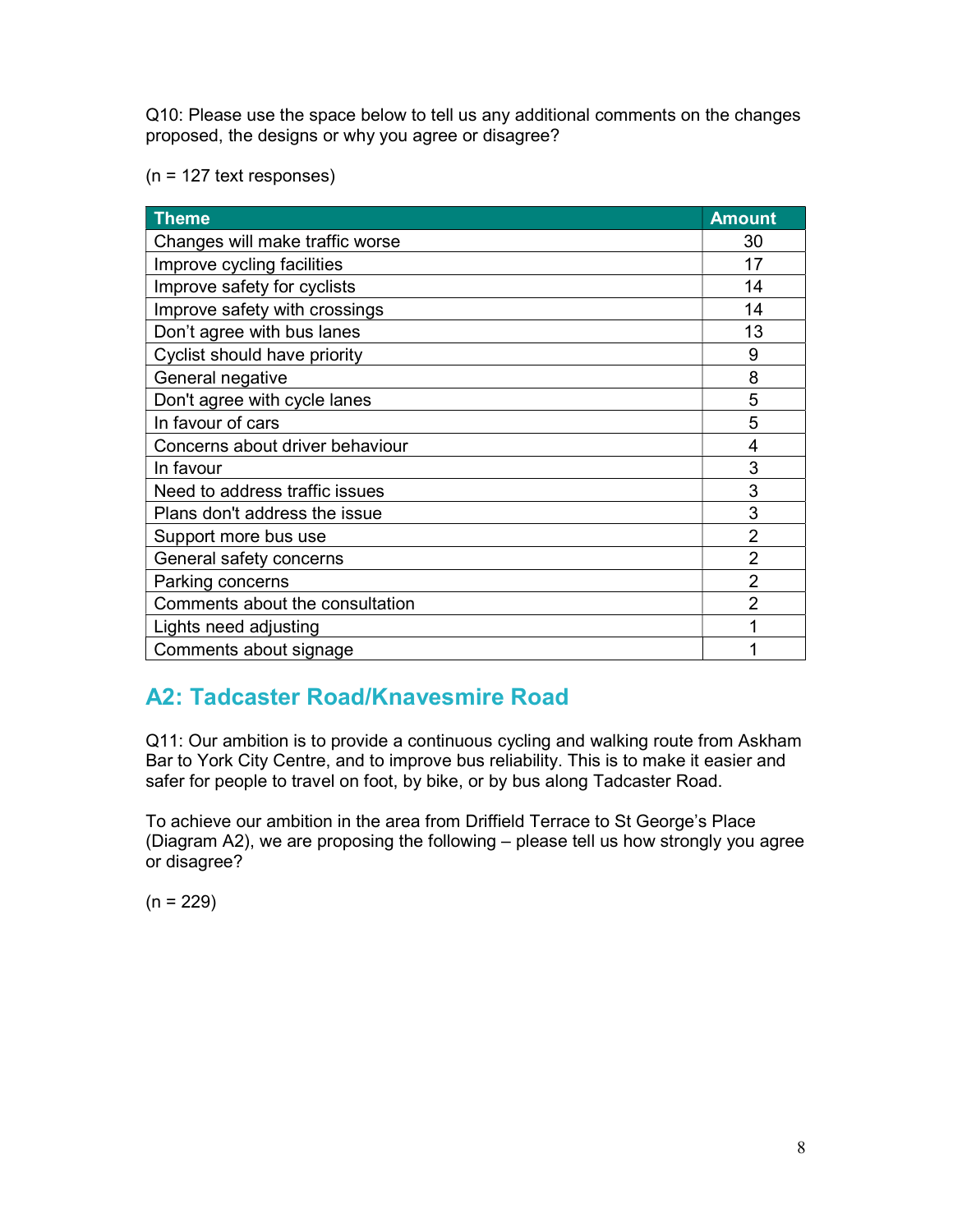Q10: Please use the space below to tell us any additional comments on the changes proposed, the designs or why you agree or disagree?

(n = 127 text responses)

| Theme | Amount |
| --- | --- |
| Changes will make traffic worse | 30 |
| Improve cycling facilities | 17 |
| Improve safety for cyclists | 14 |
| Improve safety with crossings | 14 |
| Don't agree with bus lanes | 13 |
| Cyclist should have priority | 9 |
| General negative | 8 |
| Don't agree with cycle lanes | 5 |
| In favour of cars | 5 |
| Concerns about driver behaviour | 4 |
| In favour | 3 |
| Need to address traffic issues | 3 |
| Plans don't address the issue | 3 |
| Support more bus use | 2 |
| General safety concerns | 2 |
| Parking concerns | 2 |
| Comments about the consultation | 2 |
| Lights need adjusting | 1 |
| Comments about signage | 1 |

## A2: Tadcaster Road/Knavesmire Road

Q11: Our ambition is to provide a continuous cycling and walking route from Askham Bar to York City Centre, and to improve bus reliability. This is to make it easier and safer for people to travel on foot, by bike, or by bus along Tadcaster Road.

To achieve our ambition in the area from Driffield Terrace to St George's Place (Diagram A2), we are proposing the following – please tell us how strongly you agree or disagree?

(n = 229)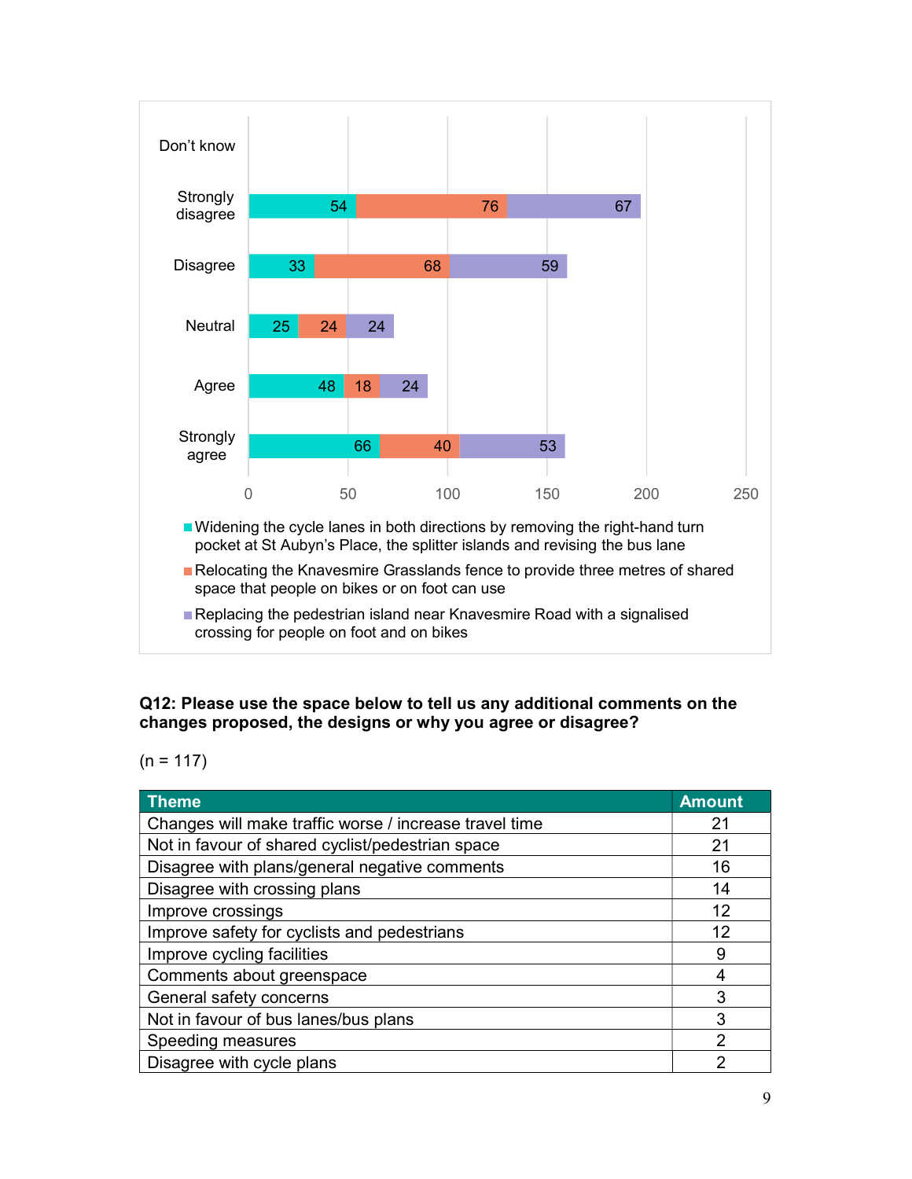| | Widening the cycle lanes in both directions by removing the right-hand turn pocket at St Aubyn's Place, the splitter islands and revising the bus lane | Relocating the Knavesmire Grasslands fence to provide three metres of shared space that people on bikes or on foot can use | Replacing the pedestrian island near Knavesmire Road with a signalised crossing for people on foot and on bikes |
|---|---|---|---|
| Don't know | | | |
| Strongly disagree | 54 | 76 | 67 |
| Disagree | 33 | 68 | 59 |
| Neutral | 25 | 24 | 24 |
| Agree | 48 | 18 | 24 |
| Strongly agree | 66 | 40 | 53 |

**Q12: Please use the space below to tell us any additional comments on the changes proposed, the designs or why you agree or disagree?**

(n = 117)

| Theme | Amount |
|---|---|
| Changes will make traffic worse / increase travel time | 21 |
| Not in favour of shared cyclist/pedestrian space | 21 |
| Disagree with plans/general negative comments | 16 |
| Disagree with crossing plans | 14 |
| Improve crossings | 12 |
| Improve safety for cyclists and pedestrians | 12 |
| Improve cycling facilities | 9 |
| Comments about greenspace | 4 |
| General safety concerns | 3 |
| Not in favour of bus lanes/bus plans | 3 |
| Speeding measures | 2 |
| Disagree with cycle plans | 2 |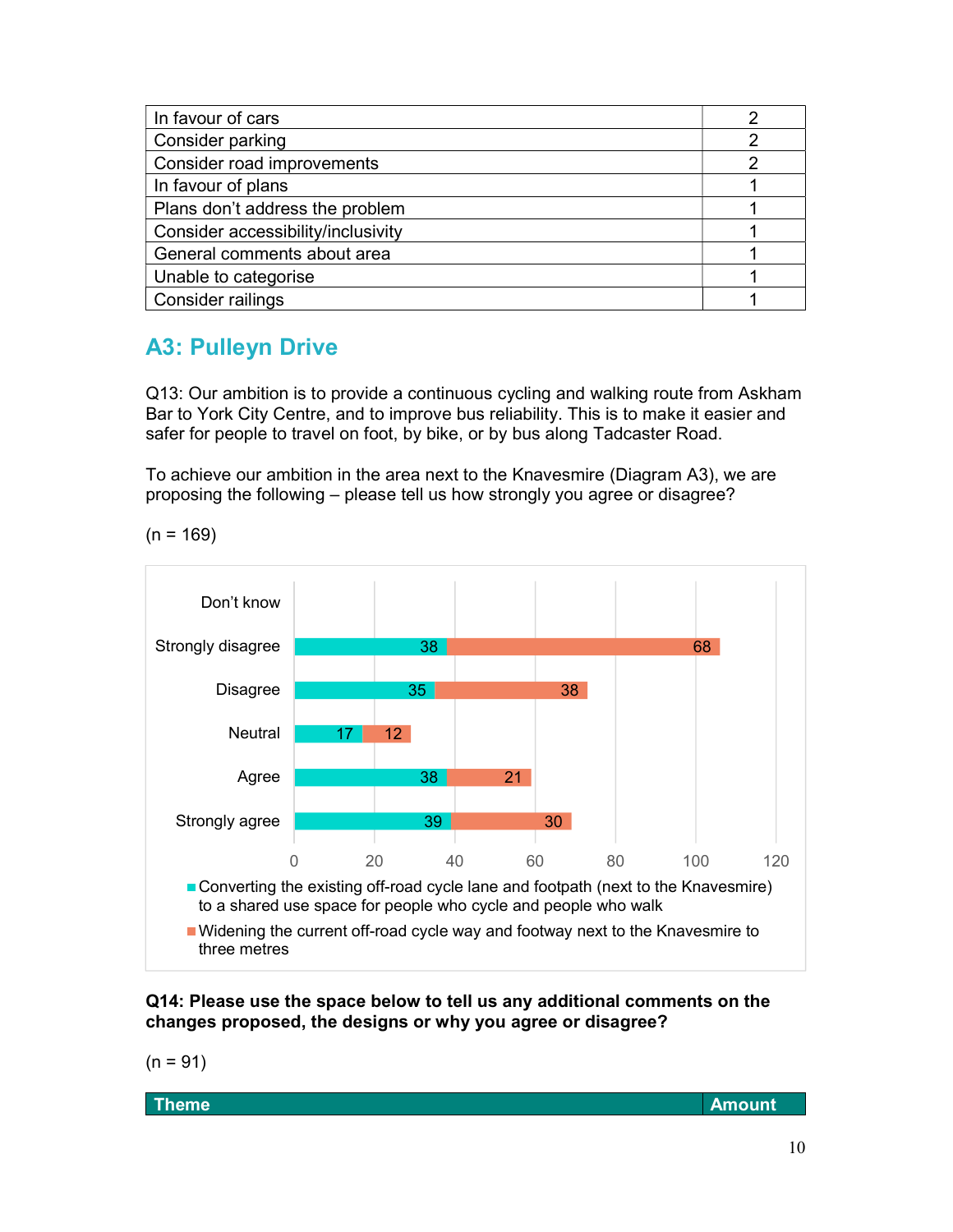| | |
|---|---|
| In favour of cars | 2 |
| Consider parking | 2 |
| Consider road improvements | 2 |
| In favour of plans | 1 |
| Plans don't address the problem | 1 |
| Consider accessibility/inclusivity | 1 |
| General comments about area | 1 |
| Unable to categorise | 1 |
| Consider railings | 1 |

## A3: Pulleyn Drive

Q13: Our ambition is to provide a continuous cycling and walking route from Askham Bar to York City Centre, and to improve bus reliability. This is to make it easier and safer for people to travel on foot, by bike, or by bus along Tadcaster Road.

To achieve our ambition in the area next to the Knavesmire (Diagram A3), we are proposing the following – please tell us how strongly you agree or disagree?

(n = 169)

| | Converting the existing off-road cycle lane and footpath (next to the Knavesmire) to a shared use space for people who cycle and people who walk | Widening the current off-road cycle way and footway next to the Knavesmire to three metres |
|---|---|---|
| Don't know | | |
| Strongly disagree | 38 | 68 |
| Disagree | 35 | 38 |
| Neutral | 17 | 12 |
| Agree | 38 | 21 |
| Strongly agree | 39 | 30 |

**Q14: Please use the space below to tell us any additional comments on the changes proposed, the designs or why you agree or disagree?**

(n = 91)

| Theme | Amount |
|---|---|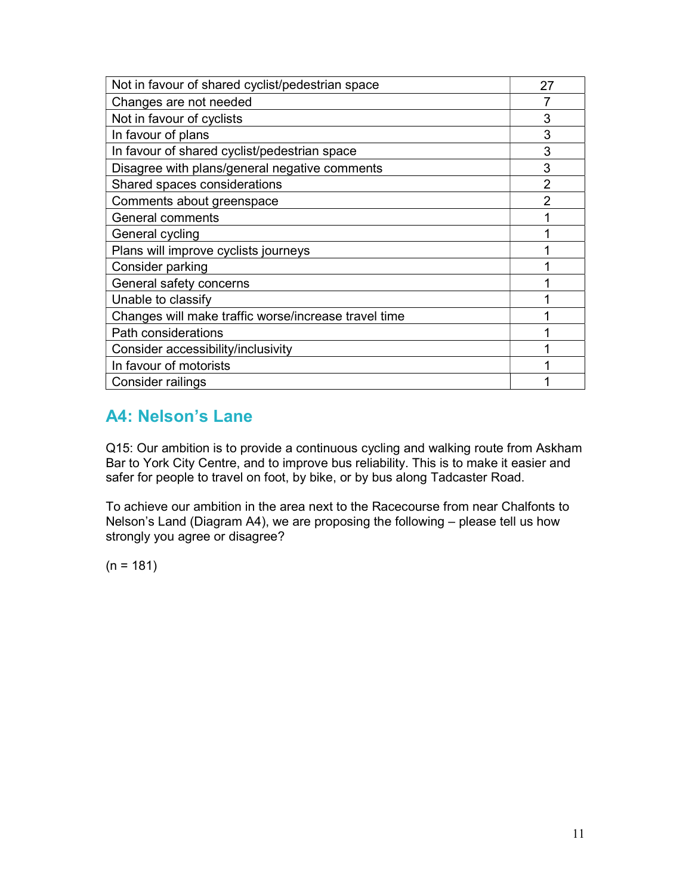| Not in favour of shared cyclist/pedestrian space | 27 |
|---|---|
| Changes are not needed | 7 |
| Not in favour of cyclists | 3 |
| In favour of plans | 3 |
| In favour of shared cyclist/pedestrian space | 3 |
| Disagree with plans/general negative comments | 3 |
| Shared spaces considerations | 2 |
| Comments about greenspace | 2 |
| General comments | 1 |
| General cycling | 1 |
| Plans will improve cyclists journeys | 1 |
| Consider parking | 1 |
| General safety concerns | 1 |
| Unable to classify | 1 |
| Changes will make traffic worse/increase travel time | 1 |
| Path considerations | 1 |
| Consider accessibility/inclusivity | 1 |
| In favour of motorists | 1 |
| Consider railings | 1 |

## A4: Nelson's Lane

Q15: Our ambition is to provide a continuous cycling and walking route from Askham Bar to York City Centre, and to improve bus reliability. This is to make it easier and safer for people to travel on foot, by bike, or by bus along Tadcaster Road.

To achieve our ambition in the area next to the Racecourse from near Chalfonts to Nelson's Land (Diagram A4), we are proposing the following – please tell us how strongly you agree or disagree?

(n = 181)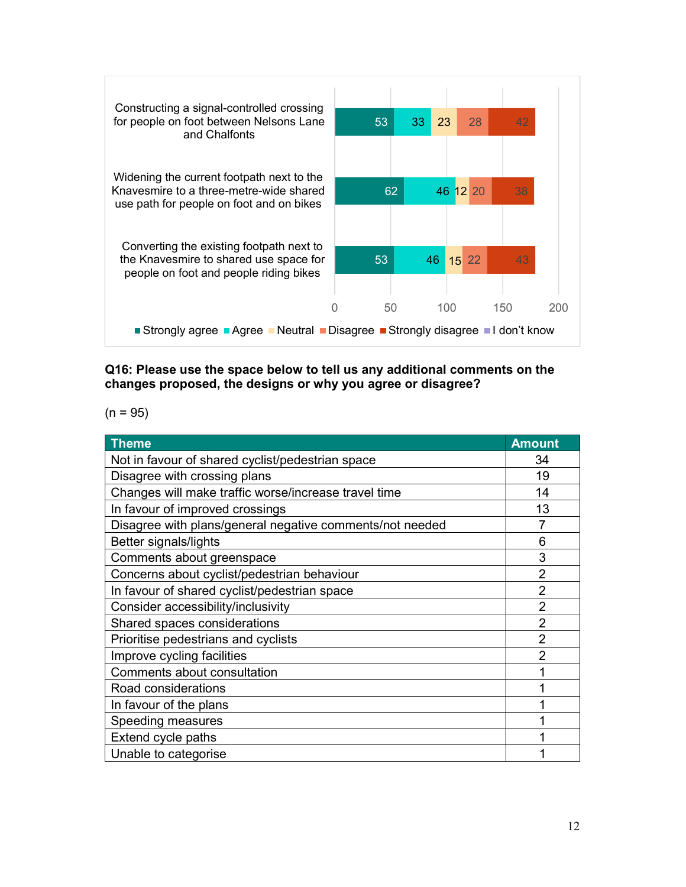| | Strongly agree | Agree | Neutral | Disagree | Strongly disagree | I don't know |
|---|---|---|---|---|---|---|
| Constructing a signal-controlled crossing for people on foot between Nelsons Lane and Chalfonts | 53 | 33 | 23 | 28 | 42 | |
| Widening the current footpath next to the Knavesmire to a three-metre-wide shared use path for people on foot and on bikes | 62 | 46 | 12 | 20 | 38 | |
| Converting the existing footpath next to the Knavesmire to shared use space for people on foot and people riding bikes | 53 | 46 | 15 | 22 | 43 | |

**Q16: Please use the space below to tell us any additional comments on the changes proposed, the designs or why you agree or disagree?**

(n = 95)

| Theme | Amount |
|---|---|
| Not in favour of shared cyclist/pedestrian space | 34 |
| Disagree with crossing plans | 19 |
| Changes will make traffic worse/increase travel time | 14 |
| In favour of improved crossings | 13 |
| Disagree with plans/general negative comments/not needed | 7 |
| Better signals/lights | 6 |
| Comments about greenspace | 3 |
| Concerns about cyclist/pedestrian behaviour | 2 |
| In favour of shared cyclist/pedestrian space | 2 |
| Consider accessibility/inclusivity | 2 |
| Shared spaces considerations | 2 |
| Prioritise pedestrians and cyclists | 2 |
| Improve cycling facilities | 2 |
| Comments about consultation | 1 |
| Road considerations | 1 |
| In favour of the plans | 1 |
| Speeding measures | 1 |
| Extend cycle paths | 1 |
| Unable to categorise | 1 |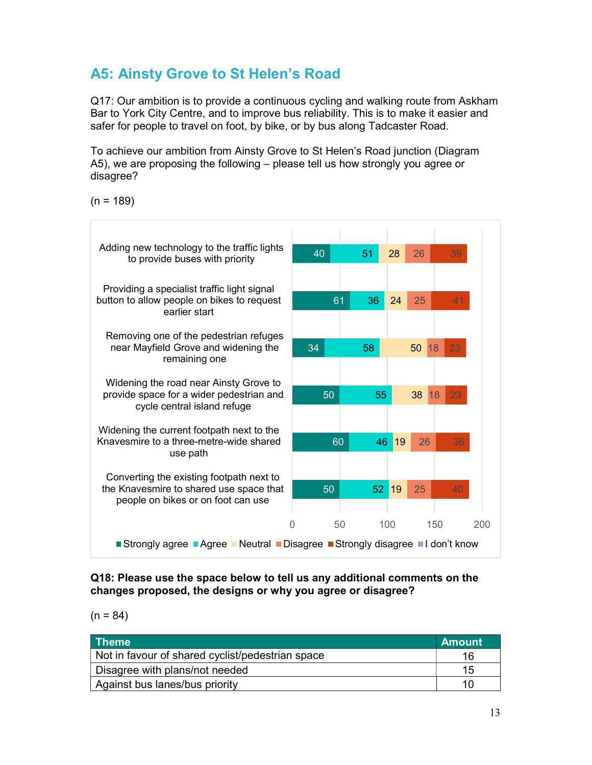## A5: Ainsty Grove to St Helen's Road

Q17: Our ambition is to provide a continuous cycling and walking route from Askham Bar to York City Centre, and to improve bus reliability. This is to make it easier and safer for people to travel on foot, by bike, or by bus along Tadcaster Road.

To achieve our ambition from Ainsty Grove to St Helen's Road junction (Diagram A5), we are proposing the following – please tell us how strongly you agree or disagree?

(n = 189)

| Proposal | Strongly agree | Agree | Neutral | Disagree | Strongly disagree | I don't know |
|---|---|---|---|---|---|---|
| Adding new technology to the traffic lights to provide buses with priority | 40 | 51 | 28 | 26 | 39 | |
| Providing a specialist traffic light signal button to allow people on bikes to request earlier start | 61 | 36 | 24 | 25 | 41 | |
| Removing one of the pedestrian refuges near Mayfield Grove and widening the remaining one | 34 | 58 | 50 | 18 | 23 | |
| Widening the road near Ainsty Grove to provide space for a wider pedestrian and cycle central island refuge | 50 | 55 | 38 | 18 | 23 | |
| Widening the current footpath next to the Knavesmire to a three-metre-wide shared use path | 60 | 46 | 19 | 26 | 36 | |
| Converting the existing footpath next to the Knavesmire to shared use space that people on bikes or on foot can use | 50 | 52 | 19 | 25 | 40 | |

**Q18: Please use the space below to tell us any additional comments on the changes proposed, the designs or why you agree or disagree?**

(n = 84)

| Theme | Amount |
|---|---|
| Not in favour of shared cyclist/pedestrian space | 16 |
| Disagree with plans/not needed | 15 |
| Against bus lanes/bus priority | 10 |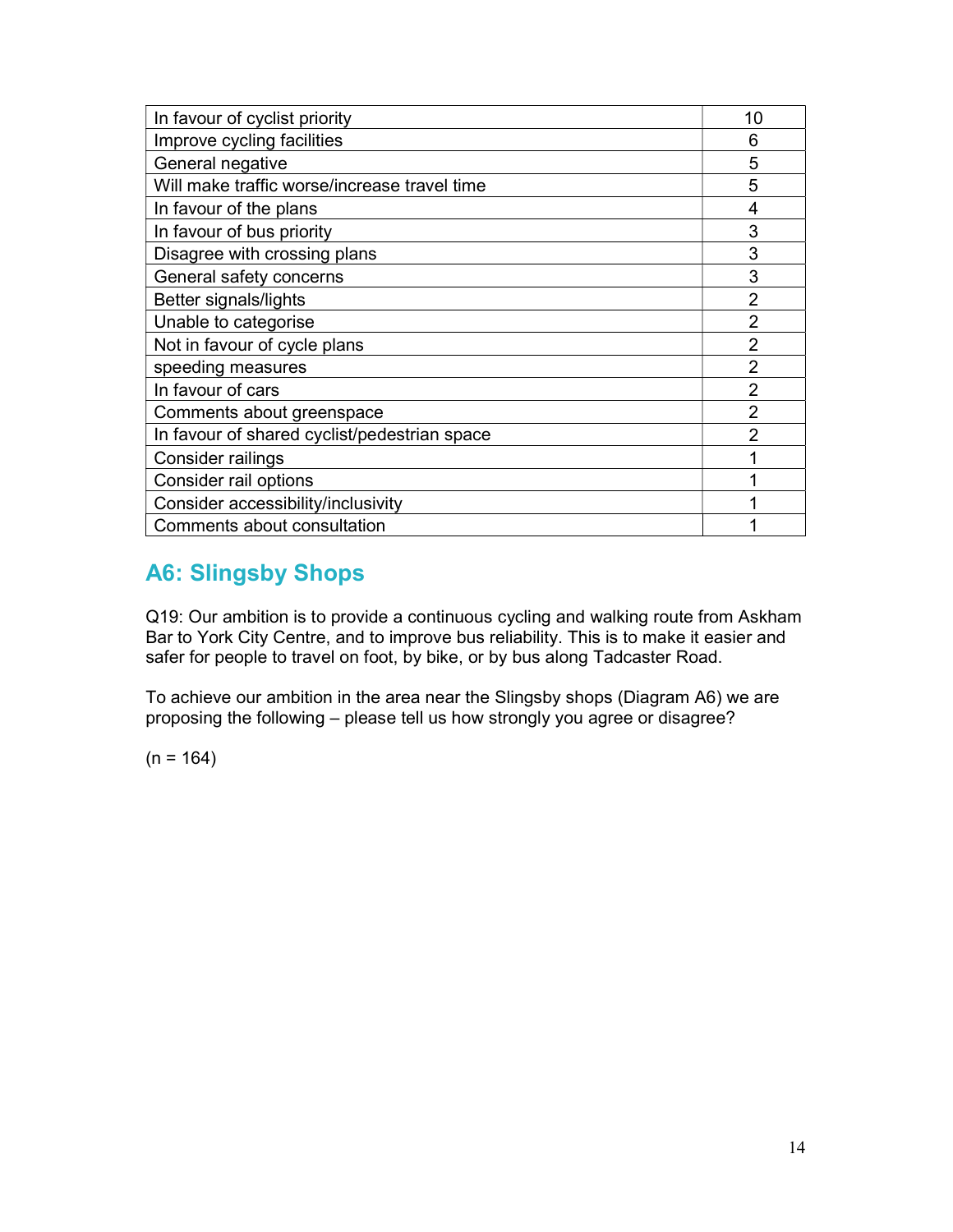| | |
|---|---|
| In favour of cyclist priority | 10 |
| Improve cycling facilities | 6 |
| General negative | 5 |
| Will make traffic worse/increase travel time | 5 |
| In favour of the plans | 4 |
| In favour of bus priority | 3 |
| Disagree with crossing plans | 3 |
| General safety concerns | 3 |
| Better signals/lights | 2 |
| Unable to categorise | 2 |
| Not in favour of cycle plans | 2 |
| speeding measures | 2 |
| In favour of cars | 2 |
| Comments about greenspace | 2 |
| In favour of shared cyclist/pedestrian space | 2 |
| Consider railings | 1 |
| Consider rail options | 1 |
| Consider accessibility/inclusivity | 1 |
| Comments about consultation | 1 |

## A6: Slingsby Shops

Q19: Our ambition is to provide a continuous cycling and walking route from Askham Bar to York City Centre, and to improve bus reliability. This is to make it easier and safer for people to travel on foot, by bike, or by bus along Tadcaster Road.

To achieve our ambition in the area near the Slingsby shops (Diagram A6) we are proposing the following – please tell us how strongly you agree or disagree?

(n = 164)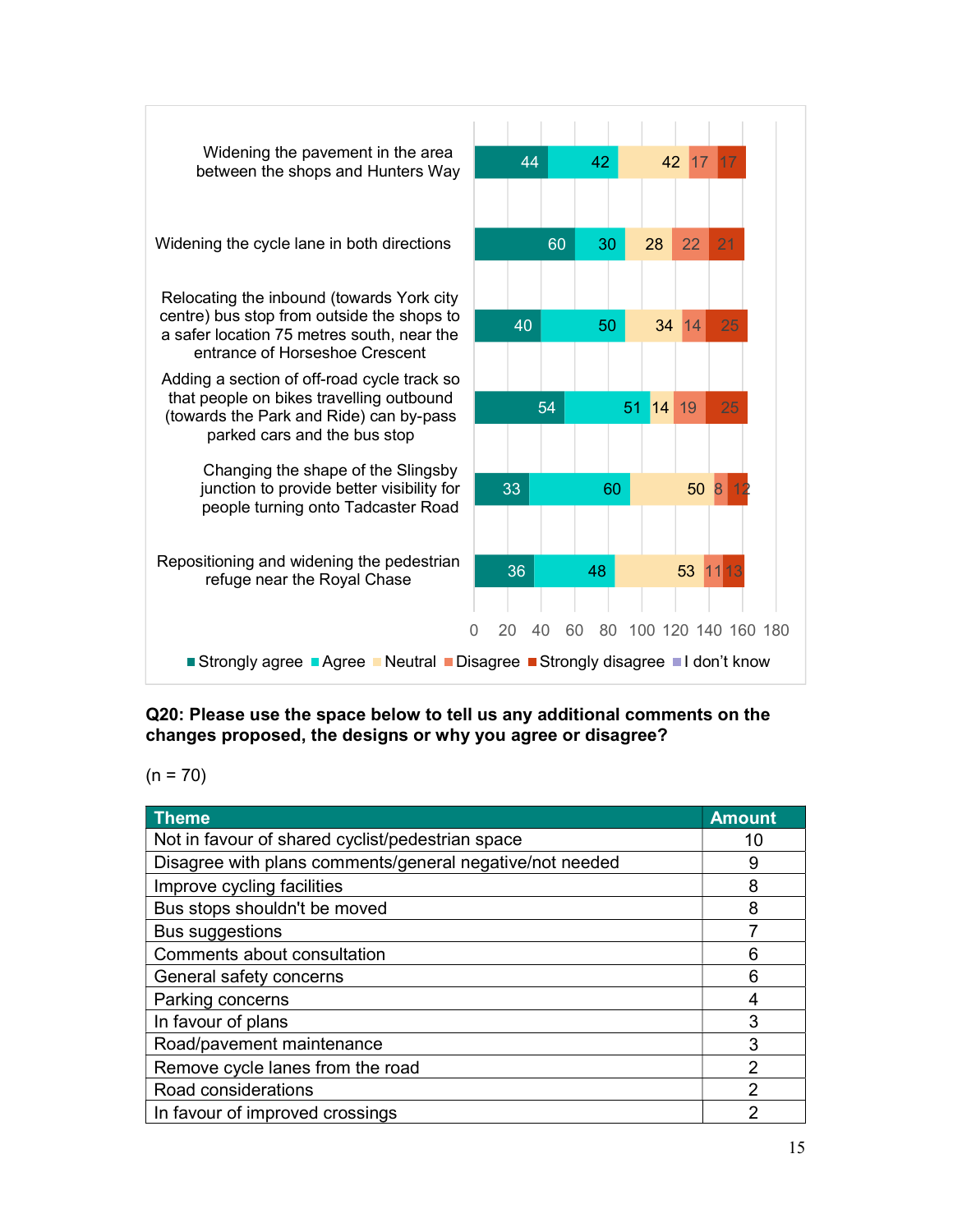| | Strongly agree | Agree | Neutral | Disagree | Strongly disagree | I don't know |
|---|---|---|---|---|---|---|
| Widening the pavement in the area between the shops and Hunters Way | 44 | 42 | 42 | 17 | 17 | |
| Widening the cycle lane in both directions | 60 | 30 | 28 | 22 | 21 | |
| Relocating the inbound (towards York city centre) bus stop from outside the shops to a safer location 75 metres south, near the entrance of Horseshoe Crescent | 40 | 50 | 34 | 14 | 25 | |
| Adding a section of off-road cycle track so that people on bikes travelling outbound (towards the Park and Ride) can by-pass parked cars and the bus stop | 54 | 51 | 14 | 19 | 25 | |
| Changing the shape of the Slingsby junction to provide better visibility for people turning onto Tadcaster Road | 33 | 60 | 50 | 8 | 12 | |
| Repositioning and widening the pedestrian refuge near the Royal Chase | 36 | 48 | 53 | 11 | 13 | |

**Q20: Please use the space below to tell us any additional comments on the changes proposed, the designs or why you agree or disagree?**

(n = 70)

| Theme | Amount |
|---|---|
| Not in favour of shared cyclist/pedestrian space | 10 |
| Disagree with plans comments/general negative/not needed | 9 |
| Improve cycling facilities | 8 |
| Bus stops shouldn't be moved | 8 |
| Bus suggestions | 7 |
| Comments about consultation | 6 |
| General safety concerns | 6 |
| Parking concerns | 4 |
| In favour of plans | 3 |
| Road/pavement maintenance | 3 |
| Remove cycle lanes from the road | 2 |
| Road considerations | 2 |
| In favour of improved crossings | 2 |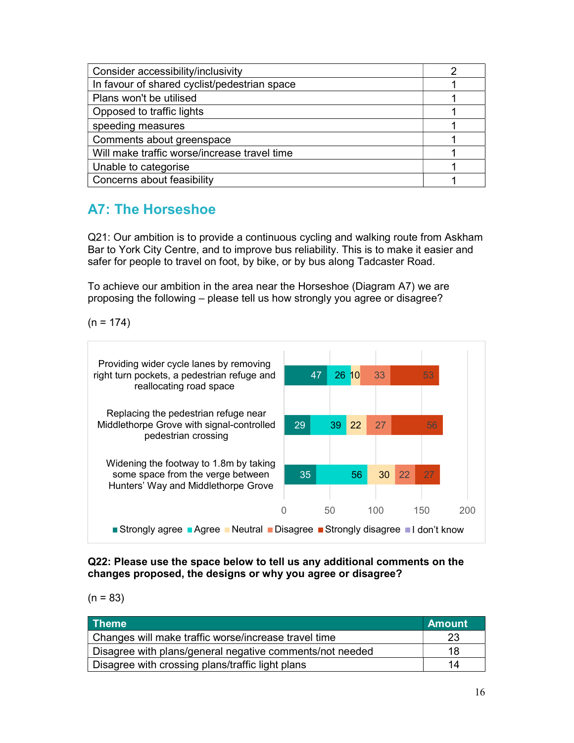| | |
|---|---|
| Consider accessibility/inclusivity | 2 |
| In favour of shared cyclist/pedestrian space | 1 |
| Plans won't be utilised | 1 |
| Opposed to traffic lights | 1 |
| speeding measures | 1 |
| Comments about greenspace | 1 |
| Will make traffic worse/increase travel time | 1 |
| Unable to categorise | 1 |
| Concerns about feasibility | 1 |

## A7: The Horseshoe

Q21: Our ambition is to provide a continuous cycling and walking route from Askham Bar to York City Centre, and to improve bus reliability. This is to make it easier and safer for people to travel on foot, by bike, or by bus along Tadcaster Road.

To achieve our ambition in the area near the Horseshoe (Diagram A7) we are proposing the following – please tell us how strongly you agree or disagree?

(n = 174)

| | Strongly agree | Agree | Neutral | Disagree | Strongly disagree | I don't know |
|---|---|---|---|---|---|---|
| Providing wider cycle lanes by removing right turn pockets, a pedestrian refuge and reallocating road space | 47 | 26 | 10 | 33 | 53 | |
| Replacing the pedestrian refuge near Middlethorpe Grove with signal-controlled pedestrian crossing | 29 | 39 | 22 | 27 | 56 | |
| Widening the footway to 1.8m by taking some space from the verge between Hunters' Way and Middlethorpe Grove | 35 | 56 | 30 | 22 | 27 | |

**Q22: Please use the space below to tell us any additional comments on the changes proposed, the designs or why you agree or disagree?**

(n = 83)

| Theme | Amount |
|---|---|
| Changes will make traffic worse/increase travel time | 23 |
| Disagree with plans/general negative comments/not needed | 18 |
| Disagree with crossing plans/traffic light plans | 14 |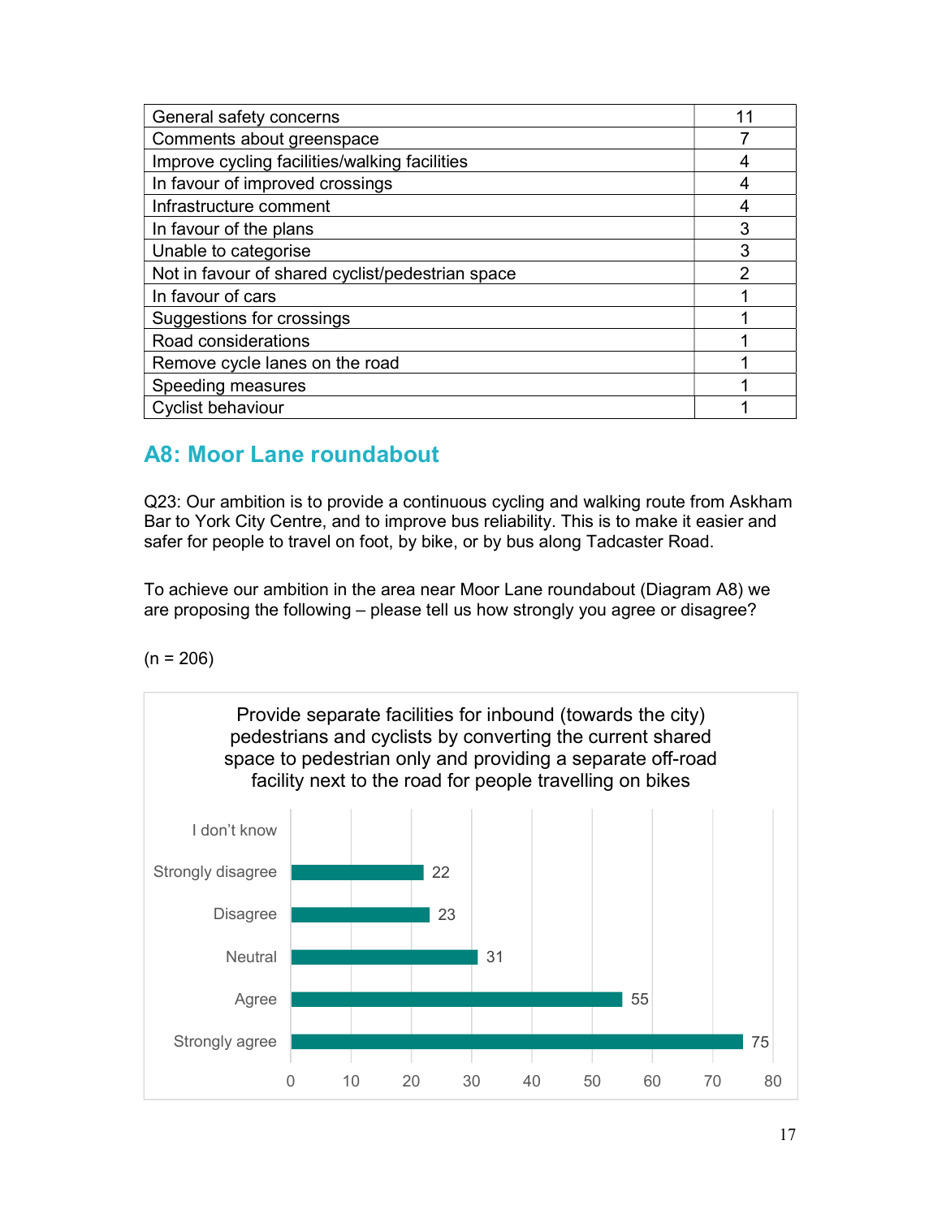| General safety concerns | 11 |
|---|---|
| Comments about greenspace | 7 |
| Improve cycling facilities/walking facilities | 4 |
| In favour of improved crossings | 4 |
| Infrastructure comment | 4 |
| In favour of the plans | 3 |
| Unable to categorise | 3 |
| Not in favour of shared cyclist/pedestrian space | 2 |
| In favour of cars | 1 |
| Suggestions for crossings | 1 |
| Road considerations | 1 |
| Remove cycle lanes on the road | 1 |
| Speeding measures | 1 |
| Cyclist behaviour | 1 |

## A8: Moor Lane roundabout

Q23: Our ambition is to provide a continuous cycling and walking route from Askham Bar to York City Centre, and to improve bus reliability. This is to make it easier and safer for people to travel on foot, by bike, or by bus along Tadcaster Road.

To achieve our ambition in the area near Moor Lane roundabout (Diagram A8) we are proposing the following – please tell us how strongly you agree or disagree?

(n = 206)

Provide separate facilities for inbound (towards the city) pedestrians and cyclists by converting the current shared space to pedestrian only and providing a separate off-road facility next to the road for people travelling on bikes

| Response | Count |
|---|---|
| I don't know | |
| Strongly disagree | 22 |
| Disagree | 23 |
| Neutral | 31 |
| Agree | 55 |
| Strongly agree | 75 |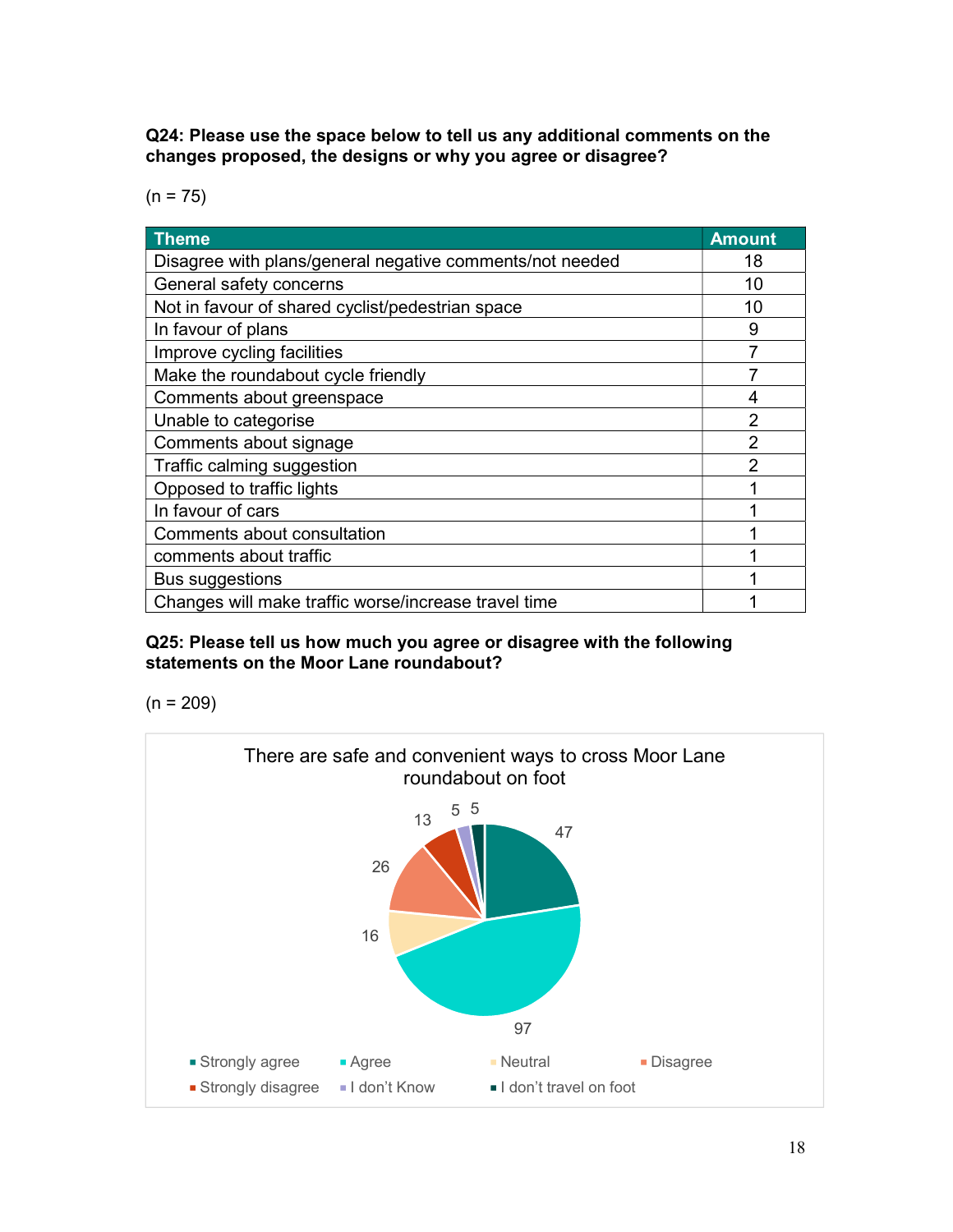**Q24: Please use the space below to tell us any additional comments on the changes proposed, the designs or why you agree or disagree?**

(n = 75)

| Theme | Amount |
|---|---|
| Disagree with plans/general negative comments/not needed | 18 |
| General safety concerns | 10 |
| Not in favour of shared cyclist/pedestrian space | 10 |
| In favour of plans | 9 |
| Improve cycling facilities | 7 |
| Make the roundabout cycle friendly | 7 |
| Comments about greenspace | 4 |
| Unable to categorise | 2 |
| Comments about signage | 2 |
| Traffic calming suggestion | 2 |
| Opposed to traffic lights | 1 |
| In favour of cars | 1 |
| Comments about consultation | 1 |
| comments about traffic | 1 |
| Bus suggestions | 1 |
| Changes will make traffic worse/increase travel time | 1 |

**Q25: Please tell us how much you agree or disagree with the following statements on the Moor Lane roundabout?**

(n = 209)

There are safe and convenient ways to cross Moor Lane roundabout on foot

| Response | Count |
|---|---|
| Strongly agree | 47 |
| Agree | 97 |
| Neutral | 16 |
| Disagree | 26 |
| Strongly disagree | 13 |
| I don't Know | 5 |
| I don't travel on foot | 5 |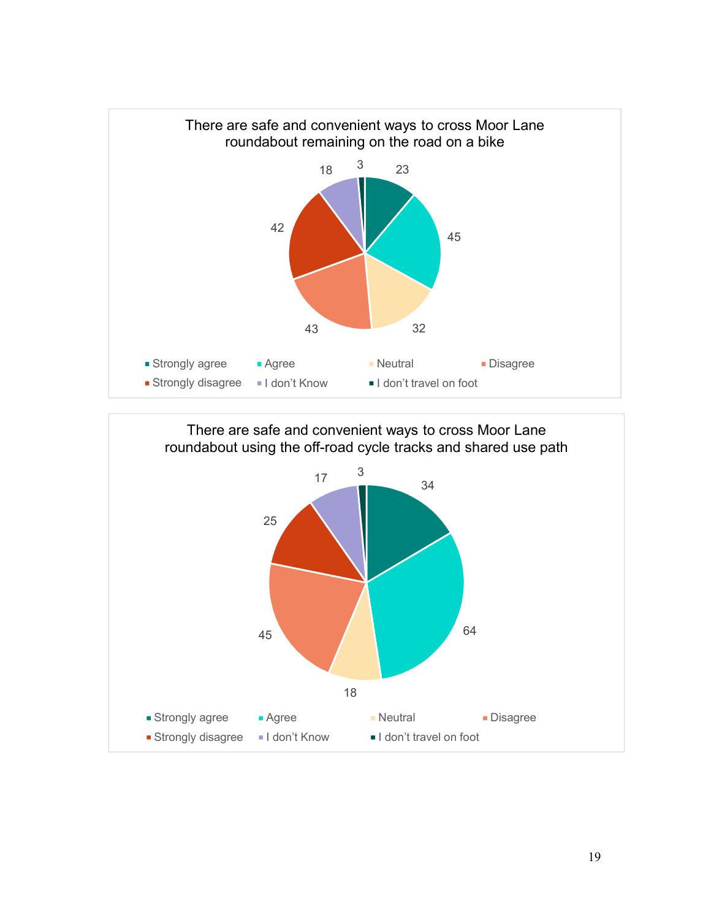**There are safe and convenient ways to cross Moor Lane roundabout remaining on the road on a bike**

| Response | Count |
| --- | --- |
| Strongly agree | 23 |
| Agree | 45 |
| Neutral | 32 |
| Disagree | 43 |
| Strongly disagree | 42 |
| I don't Know | 18 |
| I don't travel on foot | 3 |

**There are safe and convenient ways to cross Moor Lane roundabout using the off-road cycle tracks and shared use path**

| Response | Count |
| --- | --- |
| Strongly agree | 34 |
| Agree | 64 |
| Neutral | 18 |
| Disagree | 45 |
| Strongly disagree | 25 |
| I don't Know | 17 |
| I don't travel on foot | 3 |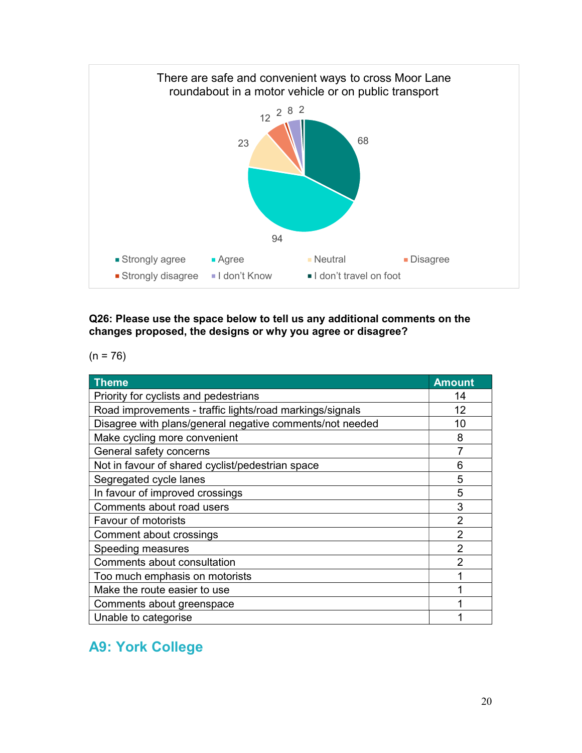There are safe and convenient ways to cross Moor Lane roundabout in a motor vehicle or on public transport

| Response | Count |
|---|---|
| Strongly agree | 68 |
| Agree | 94 |
| Neutral | 23 |
| Disagree | 12 |
| Strongly disagree | 2 |
| I don't Know | 8 |
| I don't travel on foot | 2 |

**Q26: Please use the space below to tell us any additional comments on the changes proposed, the designs or why you agree or disagree?**

(n = 76)

| Theme | Amount |
|---|---|
| Priority for cyclists and pedestrians | 14 |
| Road improvements - traffic lights/road markings/signals | 12 |
| Disagree with plans/general negative comments/not needed | 10 |
| Make cycling more convenient | 8 |
| General safety concerns | 7 |
| Not in favour of shared cyclist/pedestrian space | 6 |
| Segregated cycle lanes | 5 |
| In favour of improved crossings | 5 |
| Comments about road users | 3 |
| Favour of motorists | 2 |
| Comment about crossings | 2 |
| Speeding measures | 2 |
| Comments about consultation | 2 |
| Too much emphasis on motorists | 1 |
| Make the route easier to use | 1 |
| Comments about greenspace | 1 |
| Unable to categorise | 1 |

## A9: York College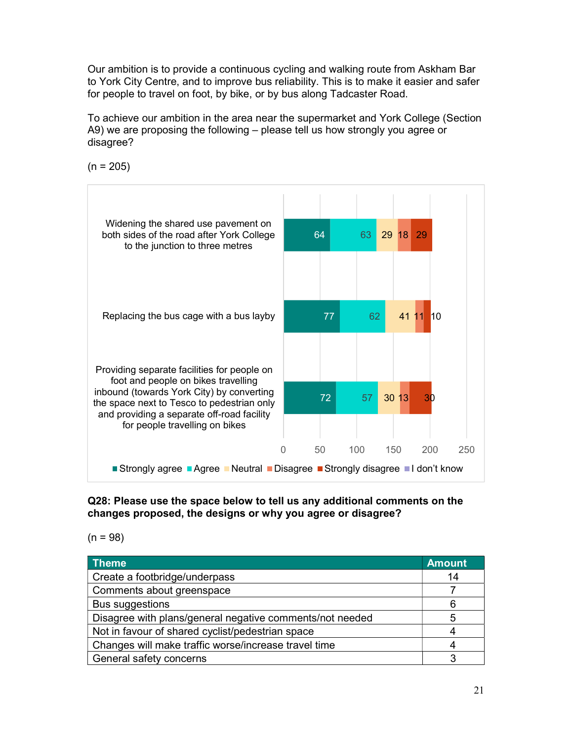Our ambition is to provide a continuous cycling and walking route from Askham Bar to York City Centre, and to improve bus reliability. This is to make it easier and safer for people to travel on foot, by bike, or by bus along Tadcaster Road.

To achieve our ambition in the area near the supermarket and York College (Section A9) we are proposing the following – please tell us how strongly you agree or disagree?

(n = 205)

| | Strongly agree | Agree | Neutral | Disagree | Strongly disagree | I don't know |
|---|---|---|---|---|---|---|
| Widening the shared use pavement on both sides of the road after York College to the junction to three metres | 64 | 63 | 29 | 18 | 29 | |
| Replacing the bus cage with a bus layby | 77 | 62 | 41 | 11 | 10 | |
| Providing separate facilities for people on foot and people on bikes travelling inbound (towards York City) by converting the space next to Tesco to pedestrian only and providing a separate off-road facility for people travelling on bikes | 72 | 57 | 30 | 13 | 30 | |

**Q28: Please use the space below to tell us any additional comments on the changes proposed, the designs or why you agree or disagree?**

(n = 98)

| Theme | Amount |
|---|---|
| Create a footbridge/underpass | 14 |
| Comments about greenspace | 7 |
| Bus suggestions | 6 |
| Disagree with plans/general negative comments/not needed | 5 |
| Not in favour of shared cyclist/pedestrian space | 4 |
| Changes will make traffic worse/increase travel time | 4 |
| General safety concerns | 3 |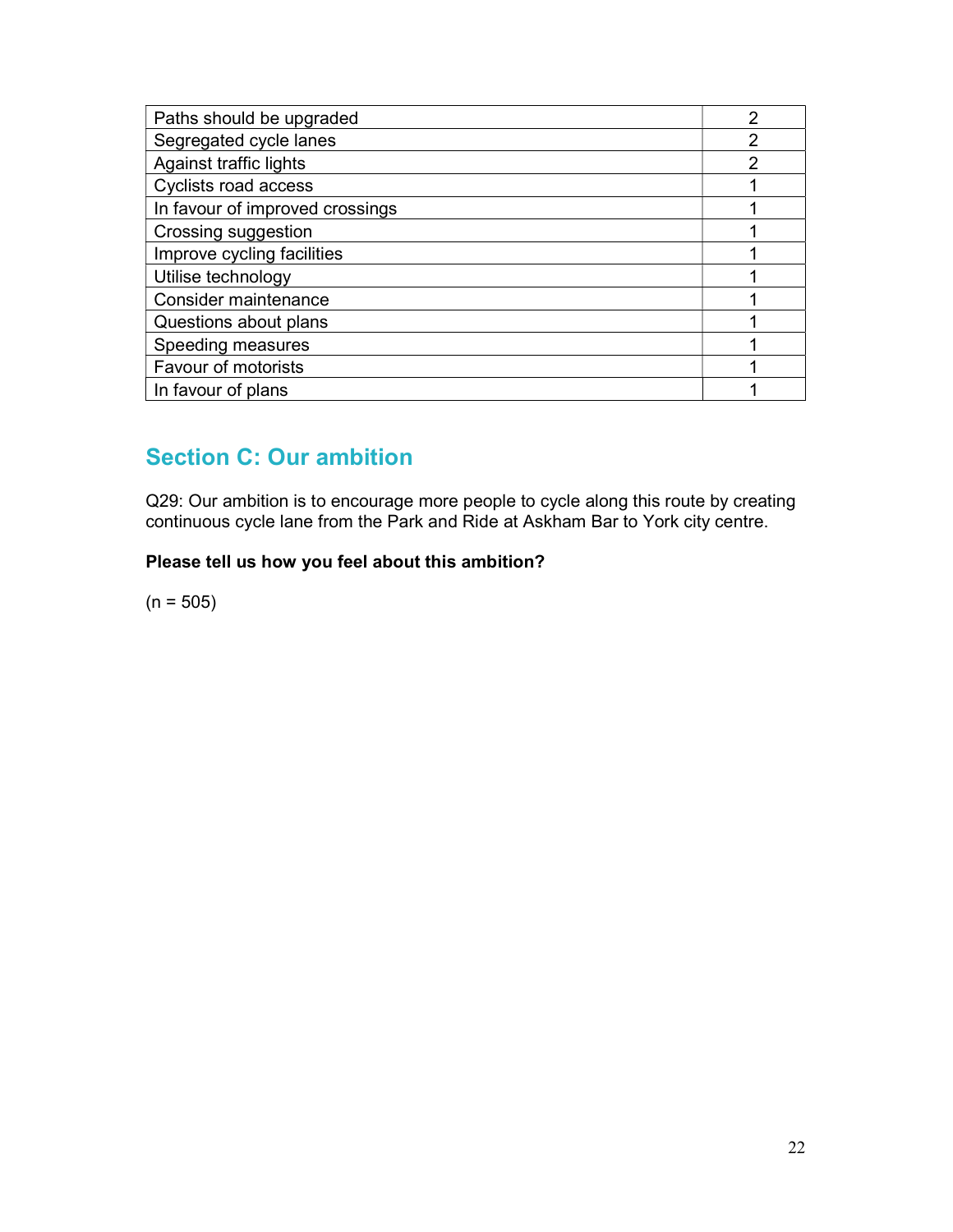| | |
|---|---|
| Paths should be upgraded | 2 |
| Segregated cycle lanes | 2 |
| Against traffic lights | 2 |
| Cyclists road access | 1 |
| In favour of improved crossings | 1 |
| Crossing suggestion | 1 |
| Improve cycling facilities | 1 |
| Utilise technology | 1 |
| Consider maintenance | 1 |
| Questions about plans | 1 |
| Speeding measures | 1 |
| Favour of motorists | 1 |
| In favour of plans | 1 |

## Section C: Our ambition

Q29: Our ambition is to encourage more people to cycle along this route by creating continuous cycle lane from the Park and Ride at Askham Bar to York city centre.

**Please tell us how you feel about this ambition?**

(n = 505)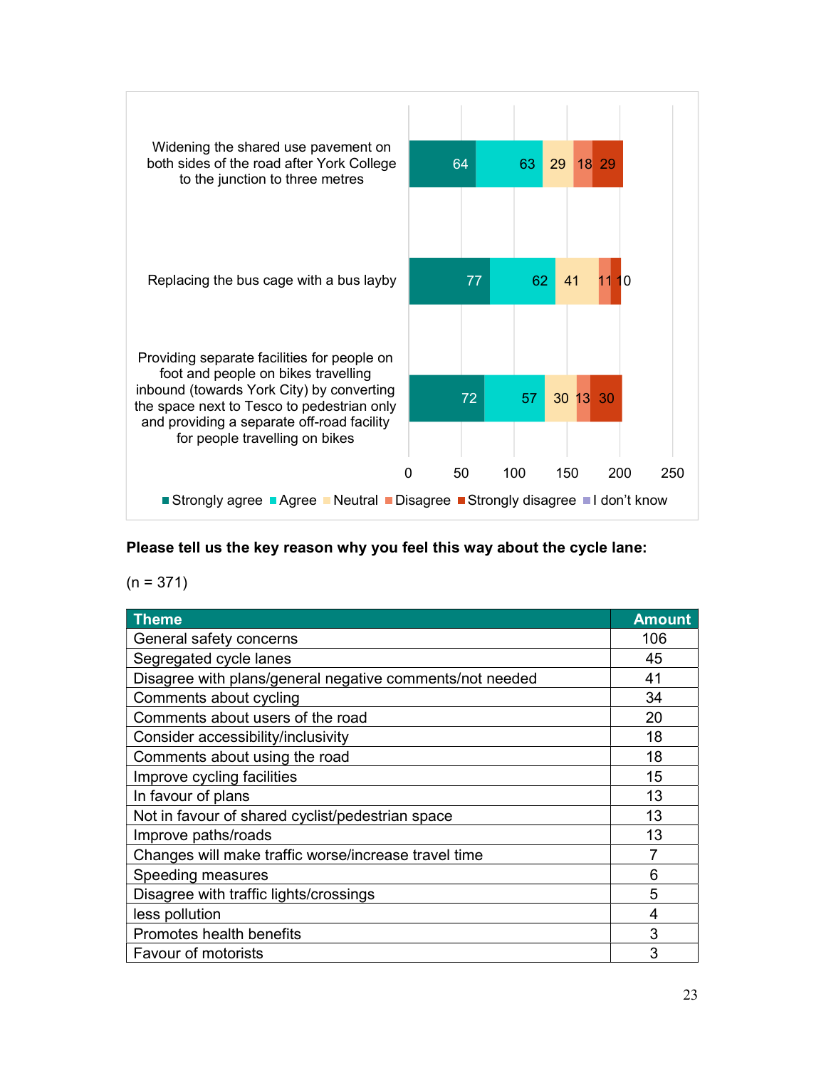| | Strongly agree | Agree | Neutral | Disagree | Strongly disagree | I don't know |
|---|---|---|---|---|---|---|
| Widening the shared use pavement on both sides of the road after York College to the junction to three metres | 64 | 63 | 29 | 18 | 29 | |
| Replacing the bus cage with a bus layby | 77 | 62 | 41 | 11 | 10 | |
| Providing separate facilities for people on foot and people on bikes travelling inbound (towards York City) by converting the space next to Tesco to pedestrian only and providing a separate off-road facility for people travelling on bikes | 72 | 57 | 30 | 13 | 30 | |

**Please tell us the key reason why you feel this way about the cycle lane:**

(n = 371)

| Theme | Amount |
|---|---|
| General safety concerns | 106 |
| Segregated cycle lanes | 45 |
| Disagree with plans/general negative comments/not needed | 41 |
| Comments about cycling | 34 |
| Comments about users of the road | 20 |
| Consider accessibility/inclusivity | 18 |
| Comments about using the road | 18 |
| Improve cycling facilities | 15 |
| In favour of plans | 13 |
| Not in favour of shared cyclist/pedestrian space | 13 |
| Improve paths/roads | 13 |
| Changes will make traffic worse/increase travel time | 7 |
| Speeding measures | 6 |
| Disagree with traffic lights/crossings | 5 |
| less pollution | 4 |
| Promotes health benefits | 3 |
| Favour of motorists | 3 |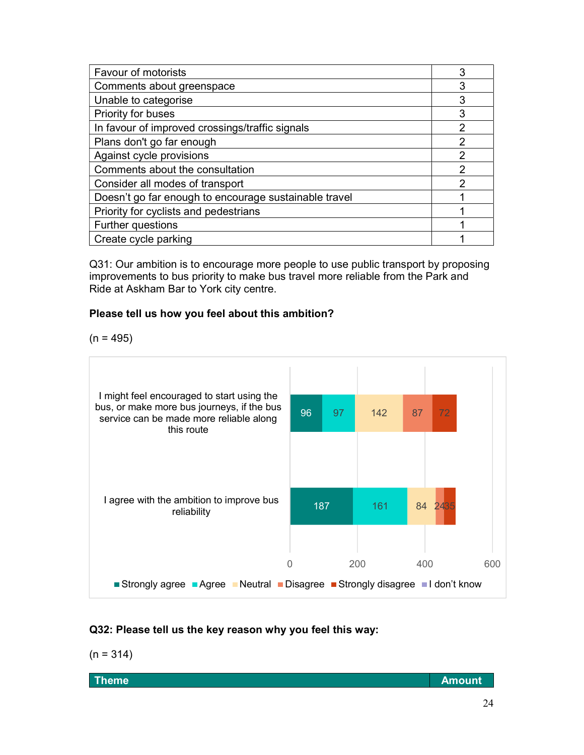| | |
|---|---|
| Favour of motorists | 3 |
| Comments about greenspace | 3 |
| Unable to categorise | 3 |
| Priority for buses | 3 |
| In favour of improved crossings/traffic signals | 2 |
| Plans don't go far enough | 2 |
| Against cycle provisions | 2 |
| Comments about the consultation | 2 |
| Consider all modes of transport | 2 |
| Doesn't go far enough to encourage sustainable travel | 1 |
| Priority for cyclists and pedestrians | 1 |
| Further questions | 1 |
| Create cycle parking | 1 |

Q31: Our ambition is to encourage more people to use public transport by proposing improvements to bus priority to make bus travel more reliable from the Park and Ride at Askham Bar to York city centre.

**Please tell us how you feel about this ambition?**

(n = 495)

| | Strongly agree | Agree | Neutral | Disagree | Strongly disagree | I don't know |
|---|---|---|---|---|---|---|
| I might feel encouraged to start using the bus, or make more bus journeys, if the bus service can be made more reliable along this route | 96 | 97 | 142 | 87 | 72 | |
| I agree with the ambition to improve bus reliability | 187 | 161 | 84 | 24 | 35 | |

**Q32: Please tell us the key reason why you feel this way:**

(n = 314)

| Theme | Amount |
|---|---|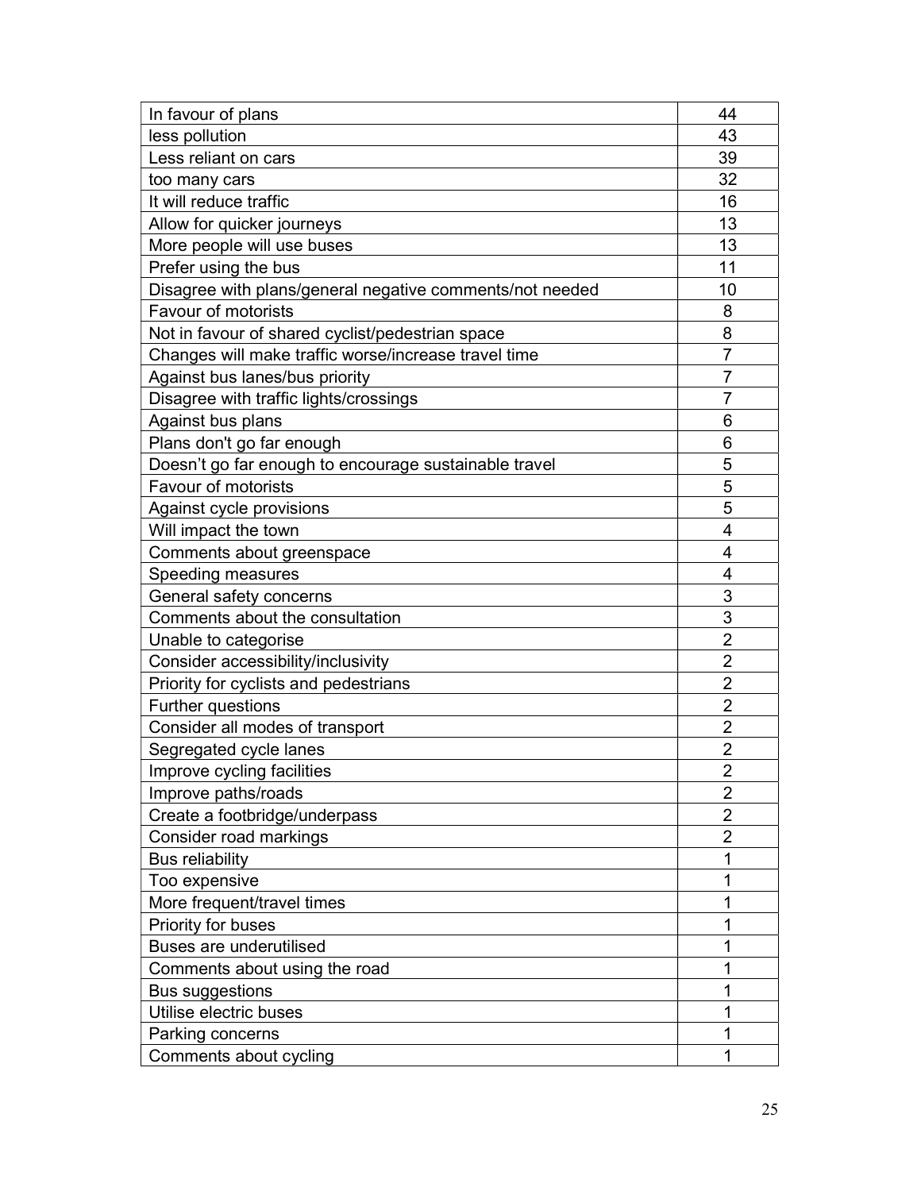| In favour of plans | 44 |
|---|---|
| less pollution | 43 |
| Less reliant on cars | 39 |
| too many cars | 32 |
| It will reduce traffic | 16 |
| Allow for quicker journeys | 13 |
| More people will use buses | 13 |
| Prefer using the bus | 11 |
| Disagree with plans/general negative comments/not needed | 10 |
| Favour of motorists | 8 |
| Not in favour of shared cyclist/pedestrian space | 8 |
| Changes will make traffic worse/increase travel time | 7 |
| Against bus lanes/bus priority | 7 |
| Disagree with traffic lights/crossings | 7 |
| Against bus plans | 6 |
| Plans don't go far enough | 6 |
| Doesn’t go far enough to encourage sustainable travel | 5 |
| Favour of motorists | 5 |
| Against cycle provisions | 5 |
| Will impact the town | 4 |
| Comments about greenspace | 4 |
| Speeding measures | 4 |
| General safety concerns | 3 |
| Comments about the consultation | 3 |
| Unable to categorise | 2 |
| Consider accessibility/inclusivity | 2 |
| Priority for cyclists and pedestrians | 2 |
| Further questions | 2 |
| Consider all modes of transport | 2 |
| Segregated cycle lanes | 2 |
| Improve cycling facilities | 2 |
| Improve paths/roads | 2 |
| Create a footbridge/underpass | 2 |
| Consider road markings | 2 |
| Bus reliability | 1 |
| Too expensive | 1 |
| More frequent/travel times | 1 |
| Priority for buses | 1 |
| Buses are underutilised | 1 |
| Comments about using the road | 1 |
| Bus suggestions | 1 |
| Utilise electric buses | 1 |
| Parking concerns | 1 |
| Comments about cycling | 1 |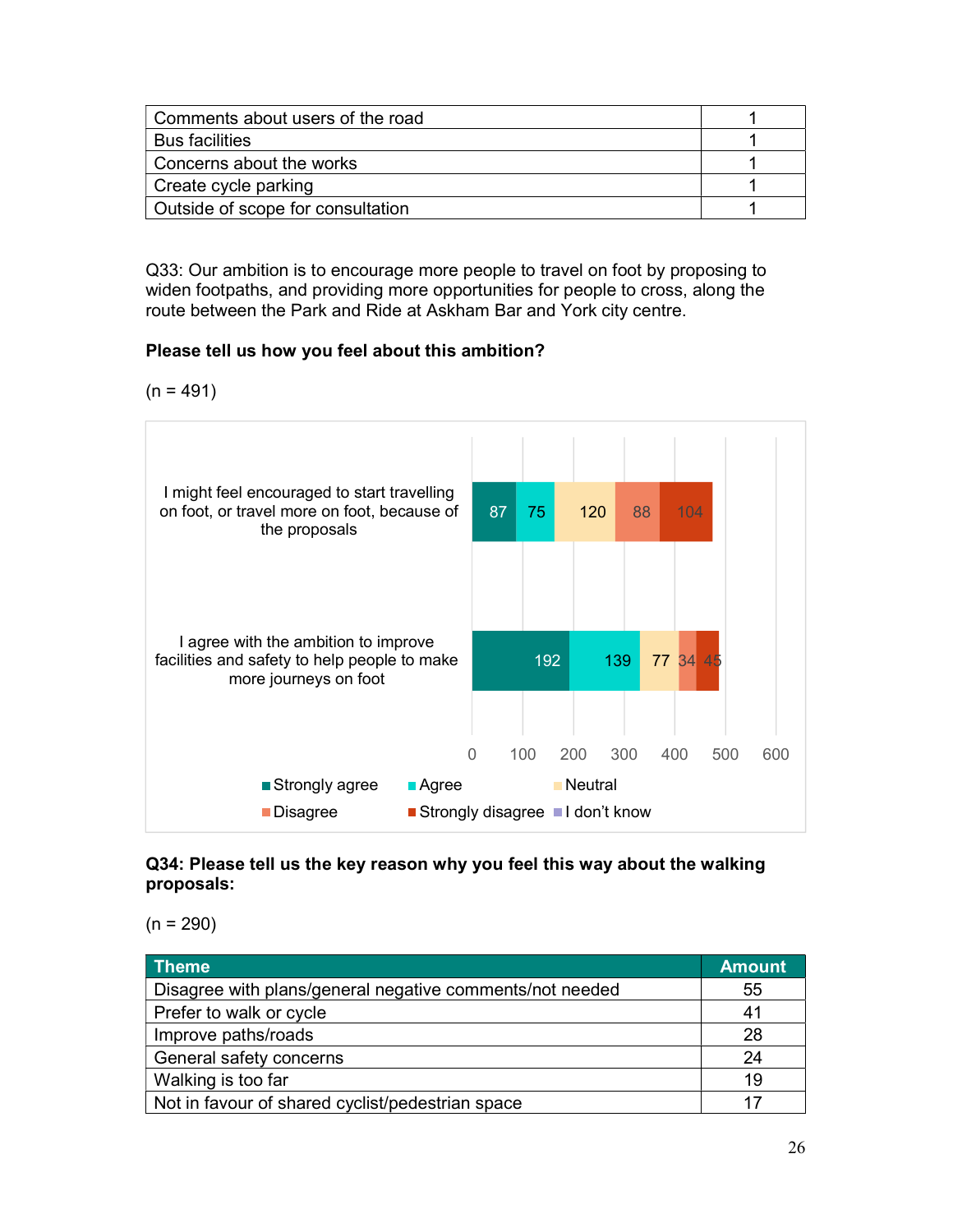| Comments about users of the road | 1 |
|---|---|
| Bus facilities | 1 |
| Concerns about the works | 1 |
| Create cycle parking | 1 |
| Outside of scope for consultation | 1 |

Q33: Our ambition is to encourage more people to travel on foot by proposing to widen footpaths, and providing more opportunities for people to cross, along the route between the Park and Ride at Askham Bar and York city centre.

**Please tell us how you feel about this ambition?**

(n = 491)

| | Strongly agree | Agree | Neutral | Disagree | Strongly disagree | I don't know |
|---|---|---|---|---|---|---|
| I might feel encouraged to start travelling on foot, or travel more on foot, because of the proposals | 87 | 75 | 120 | 88 | 104 | |
| I agree with the ambition to improve facilities and safety to help people to make more journeys on foot | 192 | 139 | 77 | 34 | 45 | |

**Q34: Please tell us the key reason why you feel this way about the walking proposals:**

(n = 290)

| Theme | Amount |
|---|---|
| Disagree with plans/general negative comments/not needed | 55 |
| Prefer to walk or cycle | 41 |
| Improve paths/roads | 28 |
| General safety concerns | 24 |
| Walking is too far | 19 |
| Not in favour of shared cyclist/pedestrian space | 17 |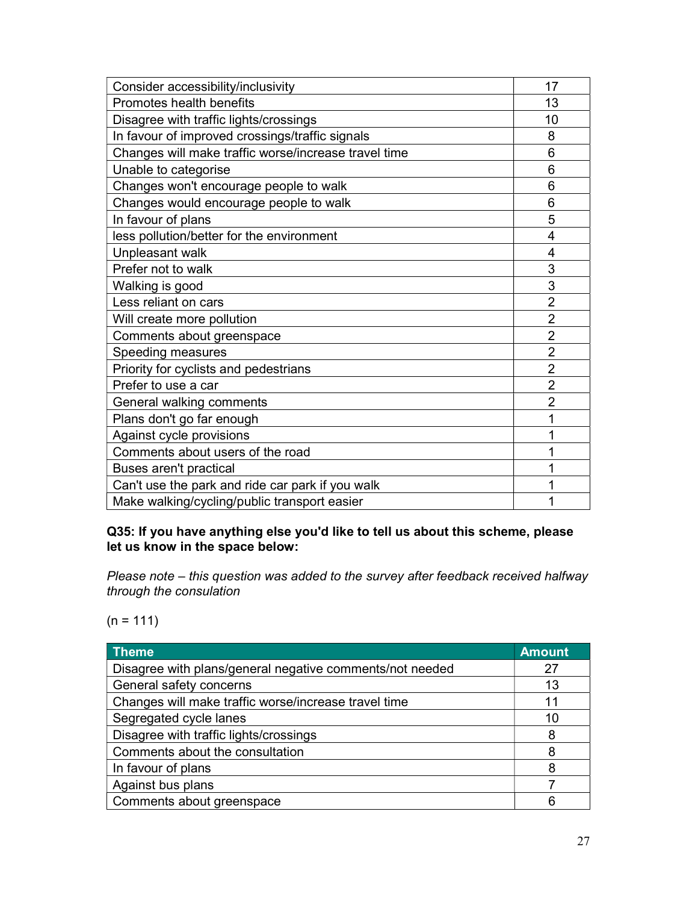| | |
|---|---|
| Consider accessibility/inclusivity | 17 |
| Promotes health benefits | 13 |
| Disagree with traffic lights/crossings | 10 |
| In favour of improved crossings/traffic signals | 8 |
| Changes will make traffic worse/increase travel time | 6 |
| Unable to categorise | 6 |
| Changes won't encourage people to walk | 6 |
| Changes would encourage people to walk | 6 |
| In favour of plans | 5 |
| less pollution/better for the environment | 4 |
| Unpleasant walk | 4 |
| Prefer not to walk | 3 |
| Walking is good | 3 |
| Less reliant on cars | 2 |
| Will create more pollution | 2 |
| Comments about greenspace | 2 |
| Speeding measures | 2 |
| Priority for cyclists and pedestrians | 2 |
| Prefer to use a car | 2 |
| General walking comments | 2 |
| Plans don't go far enough | 1 |
| Against cycle provisions | 1 |
| Comments about users of the road | 1 |
| Buses aren't practical | 1 |
| Can't use the park and ride car park if you walk | 1 |
| Make walking/cycling/public transport easier | 1 |

**Q35: If you have anything else you'd like to tell us about this scheme, please let us know in the space below:**

*Please note – this question was added to the survey after feedback received halfway through the consulation*

(n = 111)

| Theme | Amount |
|---|---|
| Disagree with plans/general negative comments/not needed | 27 |
| General safety concerns | 13 |
| Changes will make traffic worse/increase travel time | 11 |
| Segregated cycle lanes | 10 |
| Disagree with traffic lights/crossings | 8 |
| Comments about the consultation | 8 |
| In favour of plans | 8 |
| Against bus plans | 7 |
| Comments about greenspace | 6 |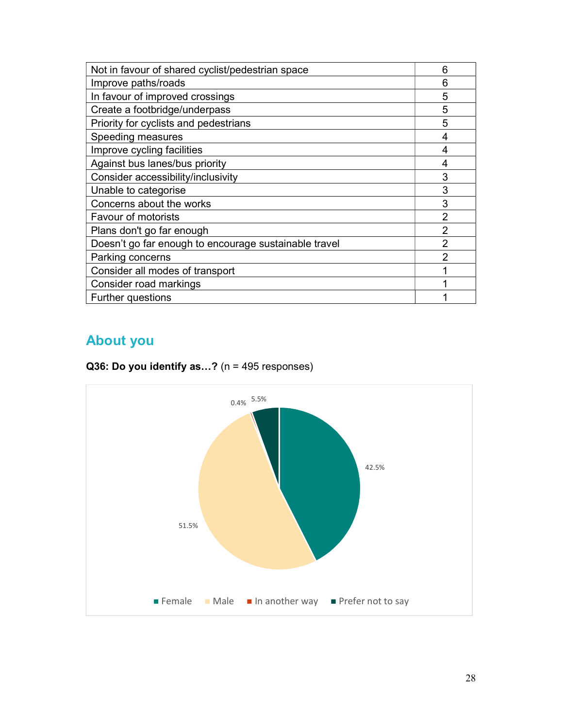| | |
|---|---|
| Not in favour of shared cyclist/pedestrian space | 6 |
| Improve paths/roads | 6 |
| In favour of improved crossings | 5 |
| Create a footbridge/underpass | 5 |
| Priority for cyclists and pedestrians | 5 |
| Speeding measures | 4 |
| Improve cycling facilities | 4 |
| Against bus lanes/bus priority | 4 |
| Consider accessibility/inclusivity | 3 |
| Unable to categorise | 3 |
| Concerns about the works | 3 |
| Favour of motorists | 2 |
| Plans don't go far enough | 2 |
| Doesn’t go far enough to encourage sustainable travel | 2 |
| Parking concerns | 2 |
| Consider all modes of transport | 1 |
| Consider road markings | 1 |
| Further questions | 1 |

## About you

**Q36: Do you identify as…?** (n = 495 responses)

| Response | Percentage |
|---|---|
| Female | 42.5% |
| Male | 51.5% |
| In another way | 0.4% |
| Prefer not to say | 5.5% |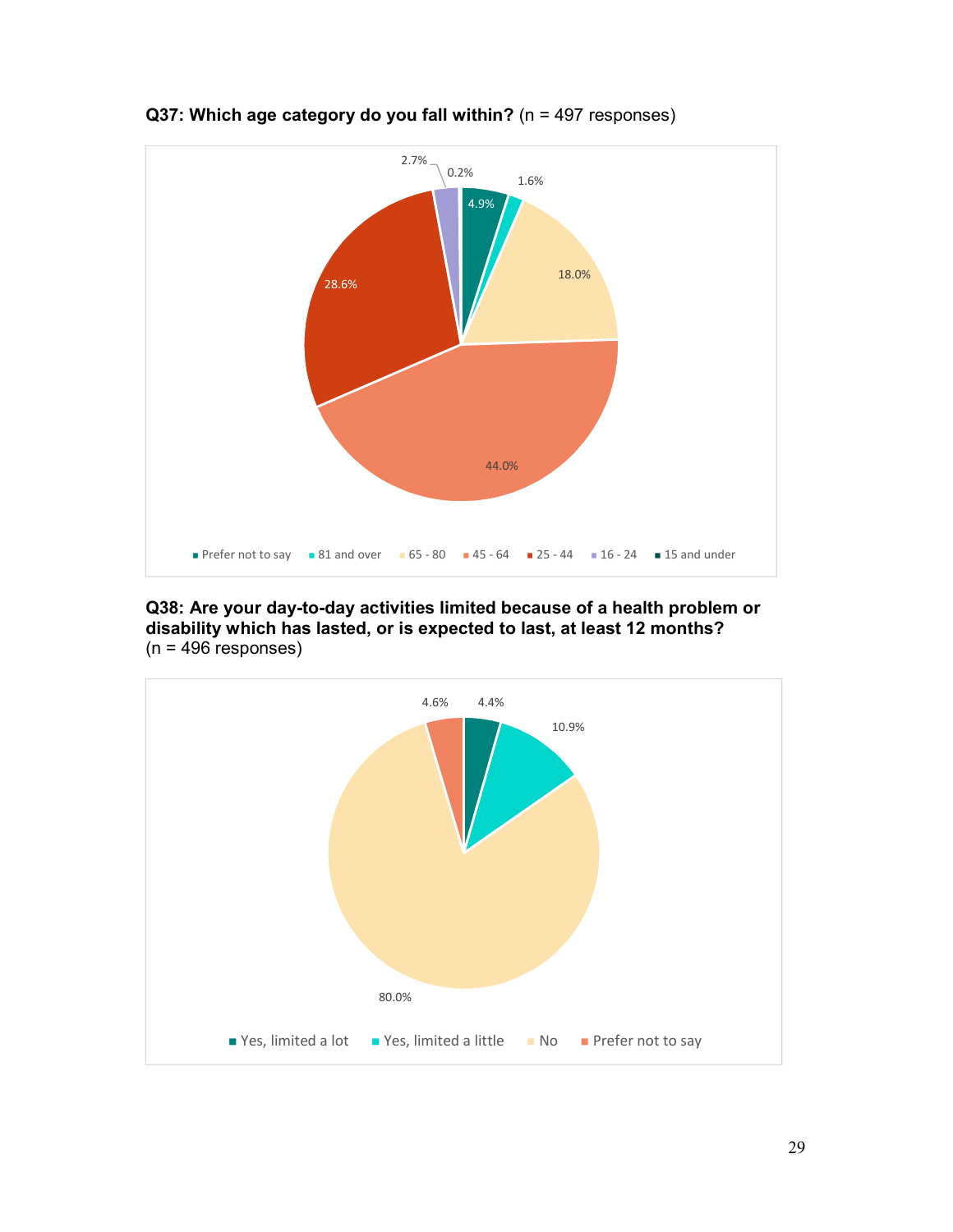**Q37: Which age category do you fall within?** (n = 497 responses)

| Age category | Percentage |
| --- | --- |
| Prefer not to say | 4.9% |
| 81 and over | 1.6% |
| 65 - 80 | 18.0% |
| 45 - 64 | 44.0% |
| 25 - 44 | 28.6% |
| 16 - 24 | 2.7% |
| 15 and under | 0.2% |

**Q38: Are your day-to-day activities limited because of a health problem or disability which has lasted, or is expected to last, at least 12 months?** (n = 496 responses)

| Response | Percentage |
| --- | --- |
| Yes, limited a lot | 4.4% |
| Yes, limited a little | 10.9% |
| No | 80.0% |
| Prefer not to say | 4.6% |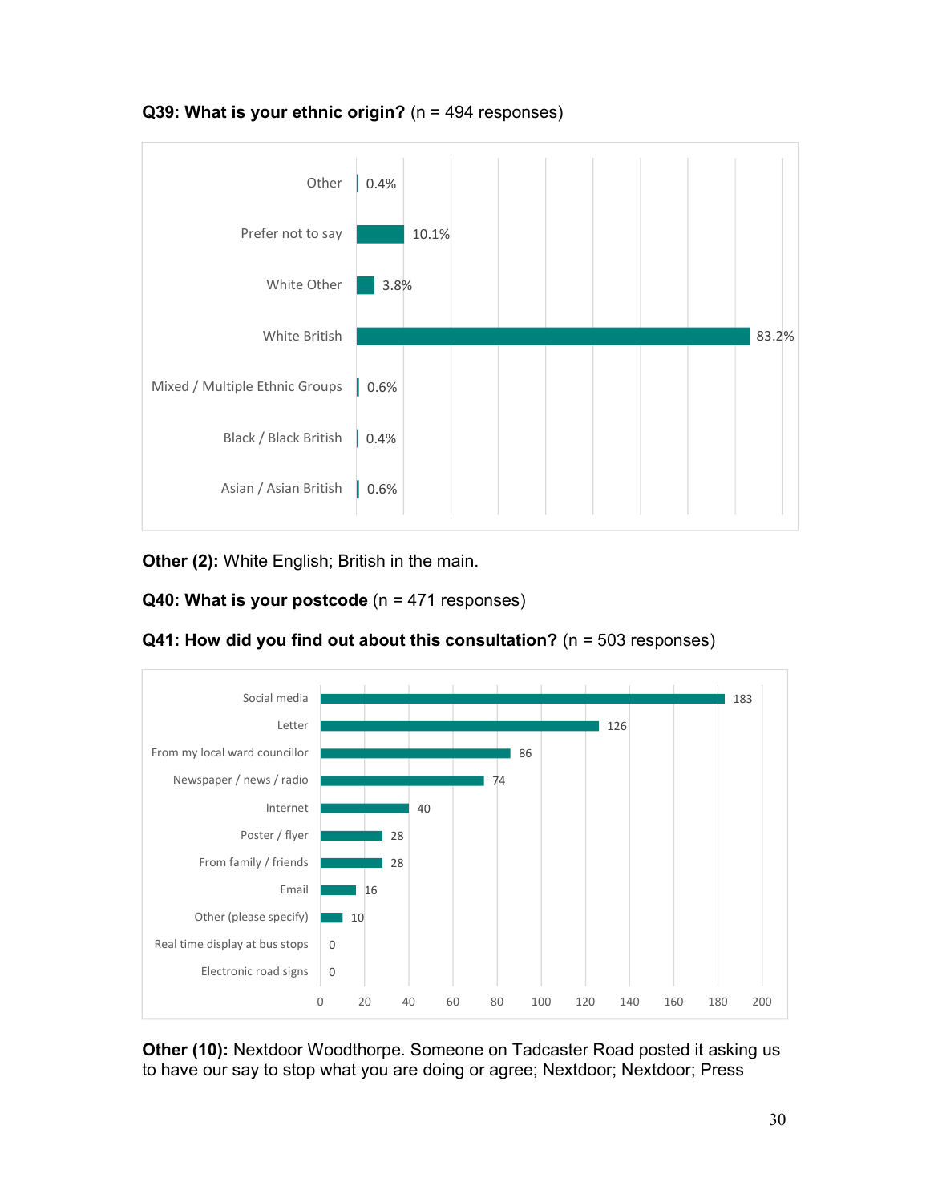**Q39: What is your ethnic origin?** (n = 494 responses)

| Ethnic origin | % |
|---|---|
| Other | 0.4% |
| Prefer not to say | 10.1% |
| White Other | 3.8% |
| White British | 83.2% |
| Mixed / Multiple Ethnic Groups | 0.6% |
| Black / Black British | 0.4% |
| Asian / Asian British | 0.6% |

**Other (2):** White English; British in the main.

**Q40: What is your postcode** (n = 471 responses)

**Q41: How did you find out about this consultation?** (n = 503 responses)

| Source | Responses |
|---|---|
| Social media | 183 |
| Letter | 126 |
| From my local ward councillor | 86 |
| Newspaper / news / radio | 74 |
| Internet | 40 |
| Poster / flyer | 28 |
| From family / friends | 28 |
| Email | 16 |
| Other (please specify) | 10 |
| Real time display at bus stops | 0 |
| Electronic road signs | 0 |

**Other (10):** Nextdoor Woodthorpe. Someone on Tadcaster Road posted it asking us to have our say to stop what you are doing or agree; Nextdoor; Nextdoor; Press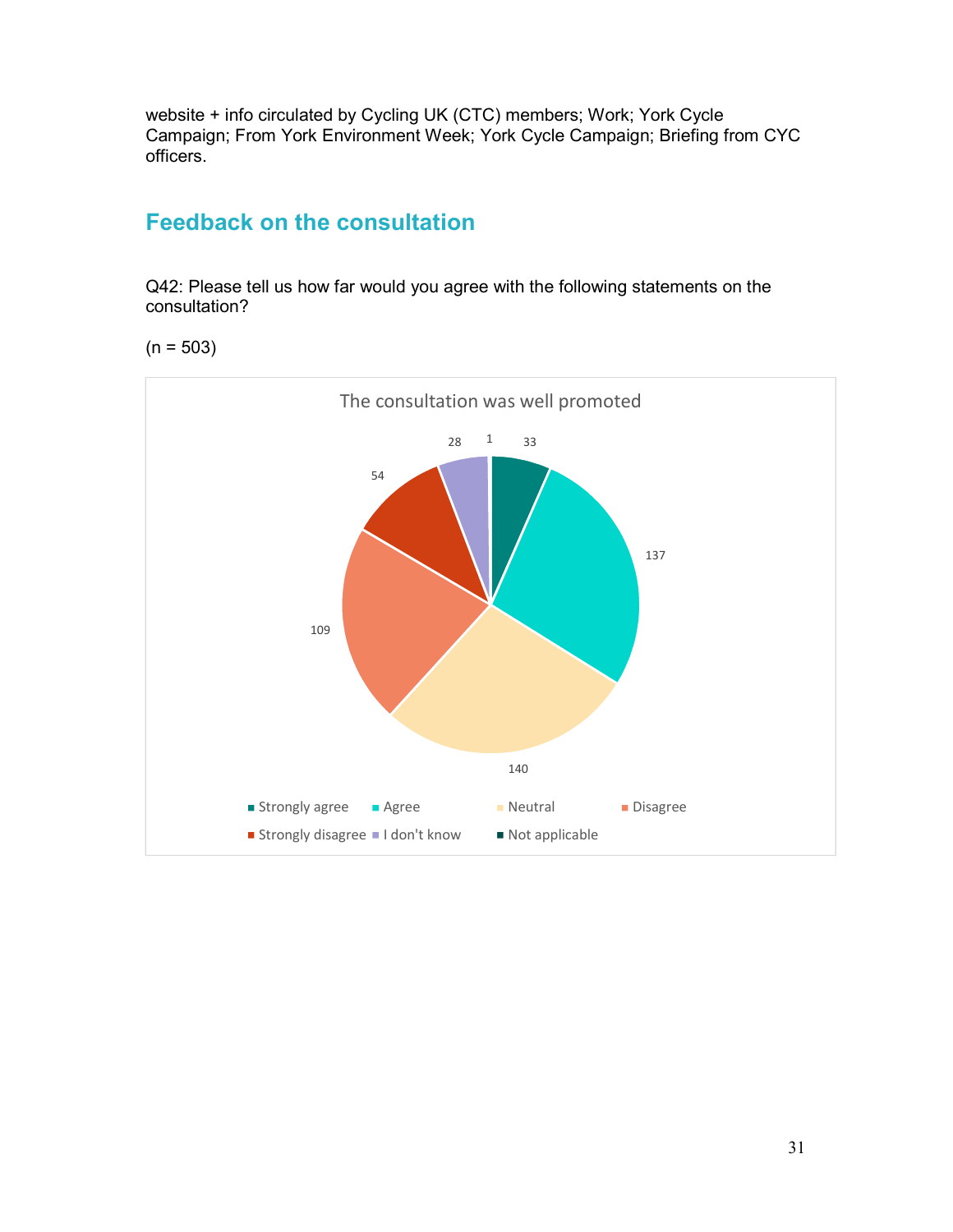website + info circulated by Cycling UK (CTC) members; Work; York Cycle Campaign; From York Environment Week; York Cycle Campaign; Briefing from CYC officers.

## Feedback on the consultation

Q42: Please tell us how far would you agree with the following statements on the consultation?

(n = 503)

**The consultation was well promoted**

| Response | Count |
|---|---|
| Strongly agree | 33 |
| Agree | 137 |
| Neutral | 140 |
| Disagree | 109 |
| Strongly disagree | 54 |
| I don't know | 28 |
| Not applicable | 1 |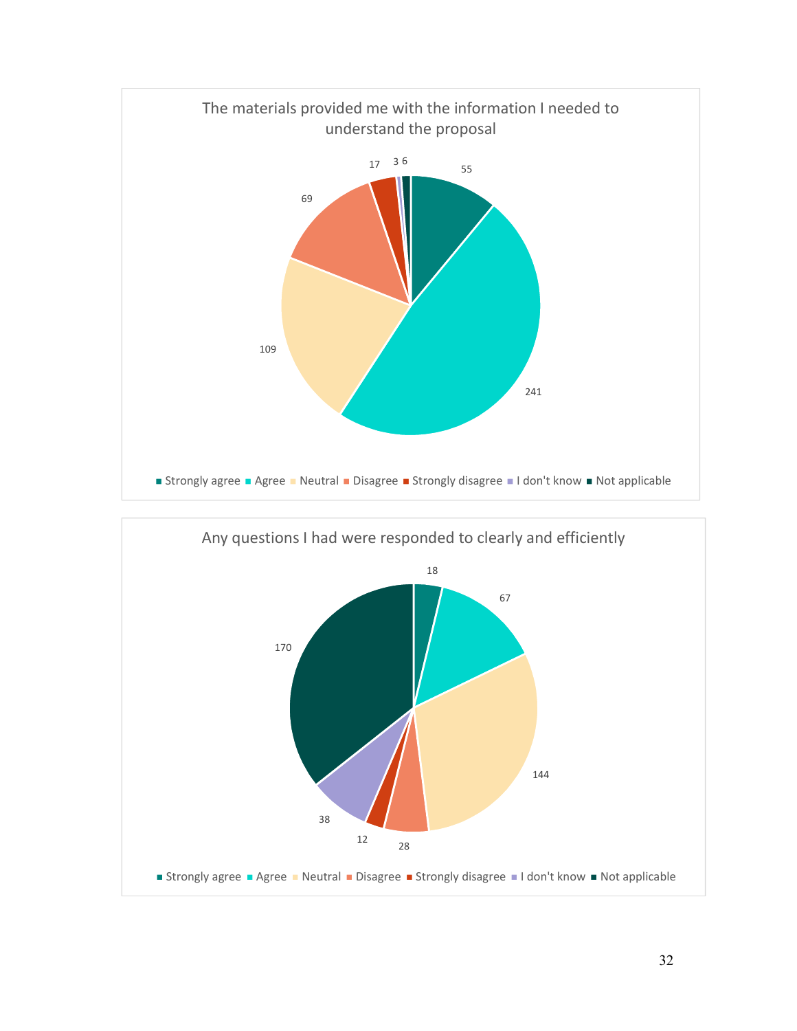**The materials provided me with the information I needed to understand the proposal**

| Response | Count |
|---|---|
| Strongly agree | 55 |
| Agree | 241 |
| Neutral | 109 |
| Disagree | 69 |
| Strongly disagree | 17 |
| I don't know | 3 |
| Not applicable | 6 |

**Any questions I had were responded to clearly and efficiently**

| Response | Count |
|---|---|
| Strongly agree | 18 |
| Agree | 67 |
| Neutral | 144 |
| Disagree | 28 |
| Strongly disagree | 12 |
| I don't know | 38 |
| Not applicable | 170 |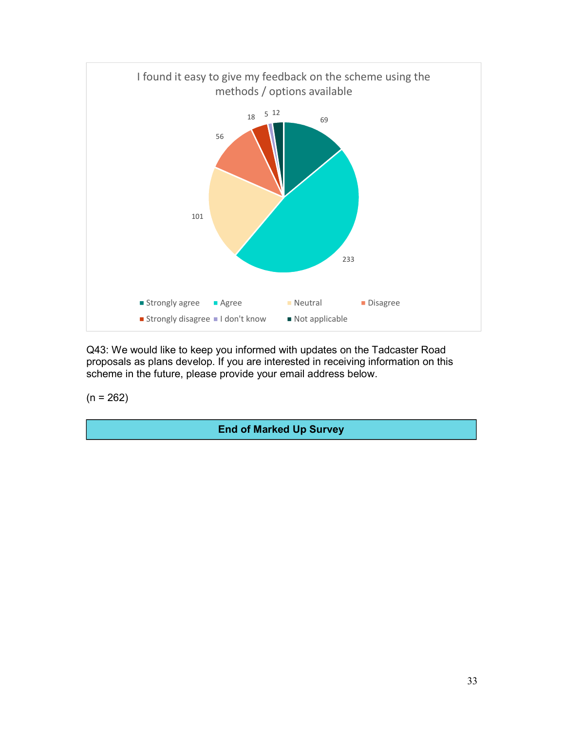I found it easy to give my feedback on the scheme using the methods / options available

69
233
101
56
18
5
12

Strongly agree
Agree
Neutral
Disagree
Strongly disagree
I don't know
Not applicable

Q43: We would like to keep you informed with updates on the Tadcaster Road proposals as plans develop. If you are interested in receiving information on this scheme in the future, please provide your email address below.

(n = 262)

**End of Marked Up Survey**